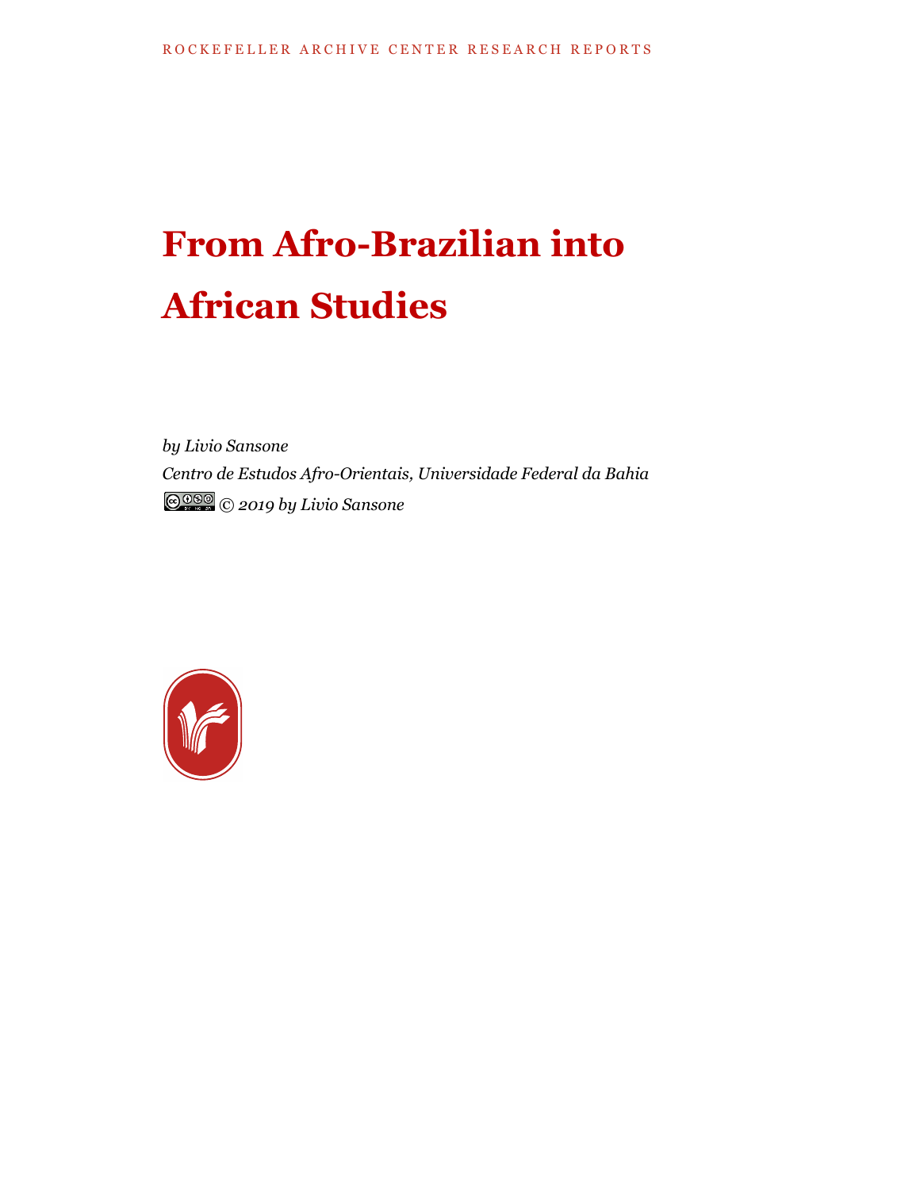ROCKEFELLER ARCHIVE CENTER RESEARCH REPORTS

# From Afro-Brazilian into African Studies

*by Livio Sansone*

*Centro de Estudos Afro-Orientais, Universidade Federal da Bahia*

*© 2019 by Livio Sansone*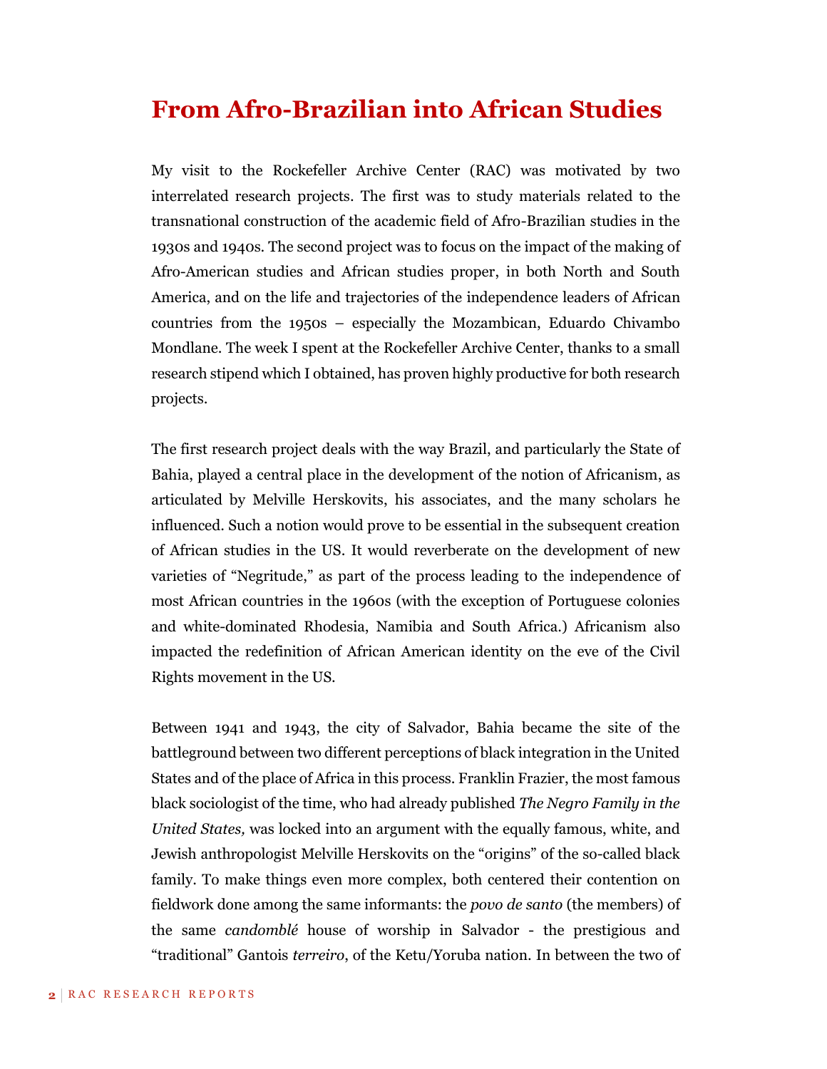# From Afro-Brazilian into African Studies

My visit to the Rockefeller Archive Center (RAC) was motivated by two interrelated research projects. The first was to study materials related to the transnational construction of the academic field of Afro-Brazilian studies in the 1930s and 1940s. The second project was to focus on the impact of the making of Afro-American studies and African studies proper, in both North and South America, and on the life and trajectories of the independence leaders of African countries from the 1950s – especially the Mozambican, Eduardo Chivambo Mondlane. The week I spent at the Rockefeller Archive Center, thanks to a small research stipend which I obtained, has proven highly productive for both research projects.

The first research project deals with the way Brazil, and particularly the State of Bahia, played a central place in the development of the notion of Africanism, as articulated by Melville Herskovits, his associates, and the many scholars he influenced. Such a notion would prove to be essential in the subsequent creation of African studies in the US. It would reverberate on the development of new varieties of "Negritude," as part of the process leading to the independence of most African countries in the 1960s (with the exception of Portuguese colonies and white-dominated Rhodesia, Namibia and South Africa.) Africanism also impacted the redefinition of African American identity on the eve of the Civil Rights movement in the US.

Between 1941 and 1943, the city of Salvador, Bahia became the site of the battleground between two different perceptions of black integration in the United States and of the place of Africa in this process. Franklin Frazier, the most famous black sociologist of the time, who had already published *The Negro Family in the United States,* was locked into an argument with the equally famous, white, and Jewish anthropologist Melville Herskovits on the "origins" of the so-called black family. To make things even more complex, both centered their contention on fieldwork done among the same informants: the *povo de santo* (the members) of the same *candomblé* house of worship in Salvador - the prestigious and "traditional" Gantois *terreiro*, of the Ketu/Yoruba nation. In between the two of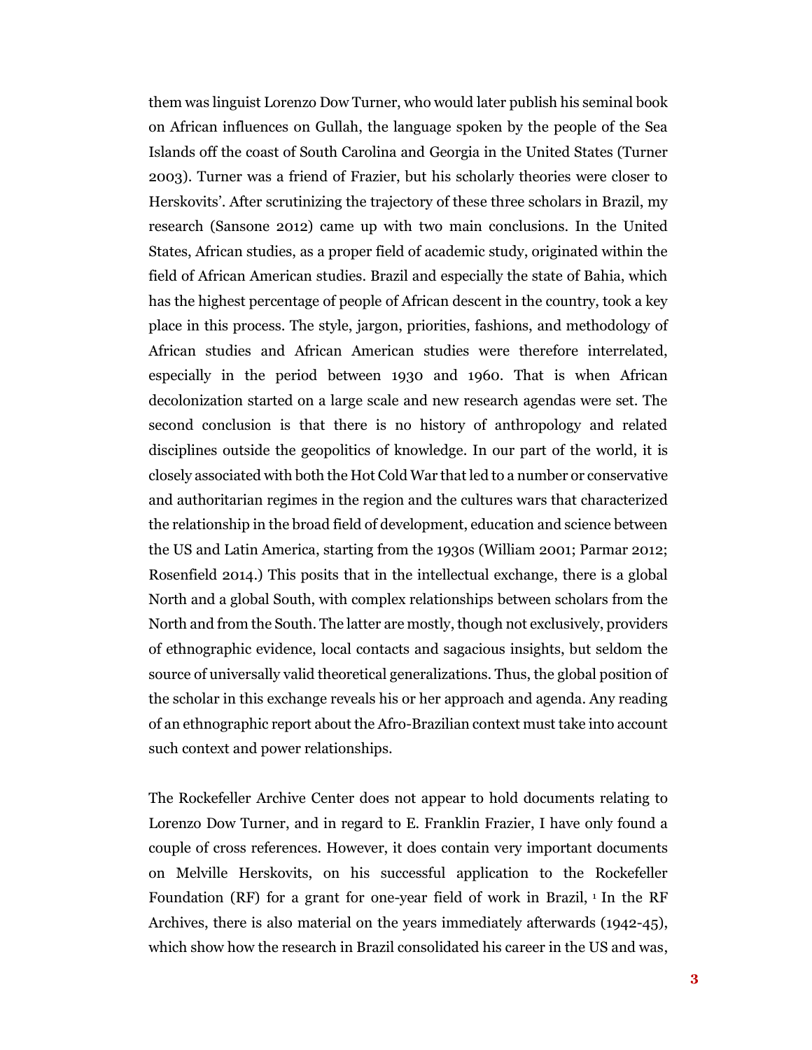them was linguist Lorenzo Dow Turner, who would later publish his seminal book on African influences on Gullah, the language spoken by the people of the Sea Islands off the coast of South Carolina and Georgia in the United States (Turner 2003). Turner was a friend of Frazier, but his scholarly theories were closer to Herskovits'. After scrutinizing the trajectory of these three scholars in Brazil, my research (Sansone 2012) came up with two main conclusions. In the United States, African studies, as a proper field of academic study, originated within the field of African American studies. Brazil and especially the state of Bahia, which has the highest percentage of people of African descent in the country, took a key place in this process. The style, jargon, priorities, fashions, and methodology of African studies and African American studies were therefore interrelated, especially in the period between 1930 and 1960. That is when African decolonization started on a large scale and new research agendas were set. The second conclusion is that there is no history of anthropology and related disciplines outside the geopolitics of knowledge. In our part of the world, it is closely associated with both the Hot Cold War that led to a number or conservative and authoritarian regimes in the region and the cultures wars that characterized the relationship in the broad field of development, education and science between the US and Latin America, starting from the 1930s (William 2001; Parmar 2012; Rosenfield 2014.) This posits that in the intellectual exchange, there is a global North and a global South, with complex relationships between scholars from the North and from the South. The latter are mostly, though not exclusively, providers of ethnographic evidence, local contacts and sagacious insights, but seldom the source of universally valid theoretical generalizations. Thus, the global position of the scholar in this exchange reveals his or her approach and agenda. Any reading of an ethnographic report about the Afro-Brazilian context must take into account such context and power relationships.

The Rockefeller Archive Center does not appear to hold documents relating to Lorenzo Dow Turner, and in regard to E. Franklin Frazier, I have only found a couple of cross references. However, it does contain very important documents on Melville Herskovits, on his successful application to the Rockefeller Foundation (RF) for a grant for one-year field of work in Brazil, [1] In the RF Archives, there is also material on the years immediately afterwards (1942-45), which show how the research in Brazil consolidated his career in the US and was,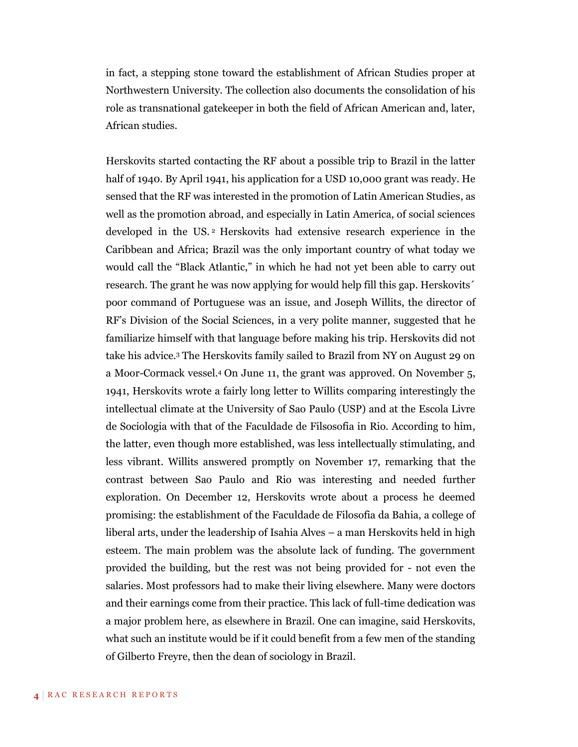in fact, a stepping stone toward the establishment of African Studies proper at Northwestern University. The collection also documents the consolidation of his role as transnational gatekeeper in both the field of African American and, later, African studies.

Herskovits started contacting the RF about a possible trip to Brazil in the latter half of 1940. By April 1941, his application for a USD 10,000 grant was ready. He sensed that the RF was interested in the promotion of Latin American Studies, as well as the promotion abroad, and especially in Latin America, of social sciences developed in the US. [2] Herskovits had extensive research experience in the Caribbean and Africa; Brazil was the only important country of what today we would call the "Black Atlantic," in which he had not yet been able to carry out research. The grant he was now applying for would help fill this gap. Herskovits´ poor command of Portuguese was an issue, and Joseph Willits, the director of RF's Division of the Social Sciences, in a very polite manner, suggested that he familiarize himself with that language before making his trip. Herskovits did not take his advice.[3] The Herskovits family sailed to Brazil from NY on August 29 on a Moor-Cormack vessel.[4] On June 11, the grant was approved. On November 5, 1941, Herskovits wrote a fairly long letter to Willits comparing interestingly the intellectual climate at the University of Sao Paulo (USP) and at the Escola Livre de Sociologia with that of the Faculdade de Filsosofia in Rio. According to him, the latter, even though more established, was less intellectually stimulating, and less vibrant. Willits answered promptly on November 17, remarking that the contrast between Sao Paulo and Rio was interesting and needed further exploration. On December 12, Herskovits wrote about a process he deemed promising: the establishment of the Faculdade de Filosofia da Bahia, a college of liberal arts, under the leadership of Isahia Alves – a man Herskovits held in high esteem. The main problem was the absolute lack of funding. The government provided the building, but the rest was not being provided for - not even the salaries. Most professors had to make their living elsewhere. Many were doctors and their earnings come from their practice. This lack of full-time dedication was a major problem here, as elsewhere in Brazil. One can imagine, said Herskovits, what such an institute would be if it could benefit from a few men of the standing of Gilberto Freyre, then the dean of sociology in Brazil.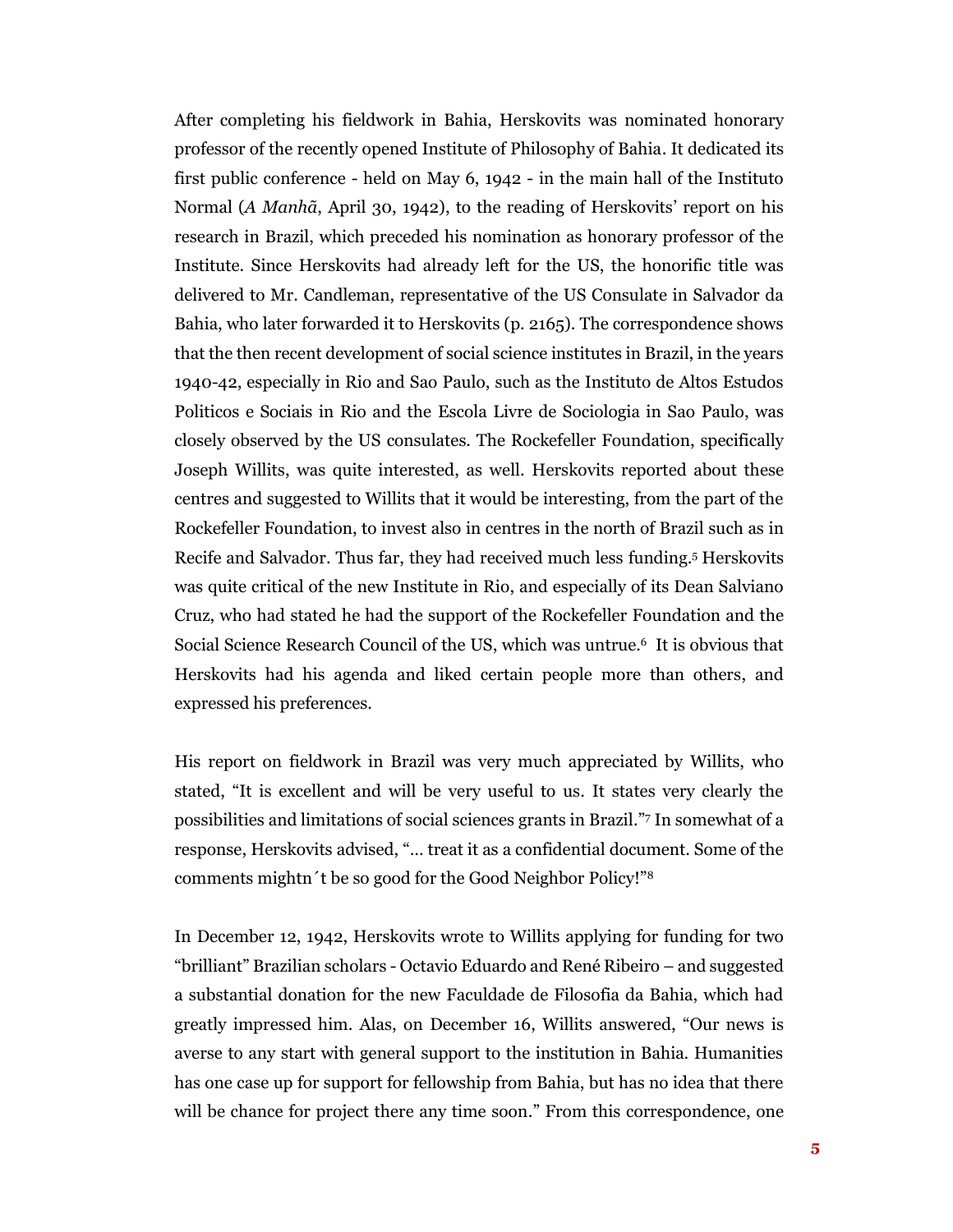After completing his fieldwork in Bahia, Herskovits was nominated honorary professor of the recently opened Institute of Philosophy of Bahia. It dedicated its first public conference - held on May 6, 1942 - in the main hall of the Instituto Normal (*A Manhã*, April 30, 1942), to the reading of Herskovits' report on his research in Brazil, which preceded his nomination as honorary professor of the Institute. Since Herskovits had already left for the US, the honorific title was delivered to Mr. Candleman, representative of the US Consulate in Salvador da Bahia, who later forwarded it to Herskovits (p. 2165). The correspondence shows that the then recent development of social science institutes in Brazil, in the years 1940-42, especially in Rio and Sao Paulo, such as the Instituto de Altos Estudos Politicos e Sociais in Rio and the Escola Livre de Sociologia in Sao Paulo, was closely observed by the US consulates. The Rockefeller Foundation, specifically Joseph Willits, was quite interested, as well. Herskovits reported about these centres and suggested to Willits that it would be interesting, from the part of the Rockefeller Foundation, to invest also in centres in the north of Brazil such as in Recife and Salvador. Thus far, they had received much less funding.[5] Herskovits was quite critical of the new Institute in Rio, and especially of its Dean Salviano Cruz, who had stated he had the support of the Rockefeller Foundation and the Social Science Research Council of the US, which was untrue.[6] It is obvious that Herskovits had his agenda and liked certain people more than others, and expressed his preferences.

His report on fieldwork in Brazil was very much appreciated by Willits, who stated, "It is excellent and will be very useful to us. It states very clearly the possibilities and limitations of social sciences grants in Brazil."[7] In somewhat of a response, Herskovits advised, "… treat it as a confidential document. Some of the comments mightn´t be so good for the Good Neighbor Policy!"[8]

In December 12, 1942, Herskovits wrote to Willits applying for funding for two "brilliant" Brazilian scholars - Octavio Eduardo and René Ribeiro – and suggested a substantial donation for the new Faculdade de Filosofia da Bahia, which had greatly impressed him. Alas, on December 16, Willits answered, "Our news is averse to any start with general support to the institution in Bahia. Humanities has one case up for support for fellowship from Bahia, but has no idea that there will be chance for project there any time soon." From this correspondence, one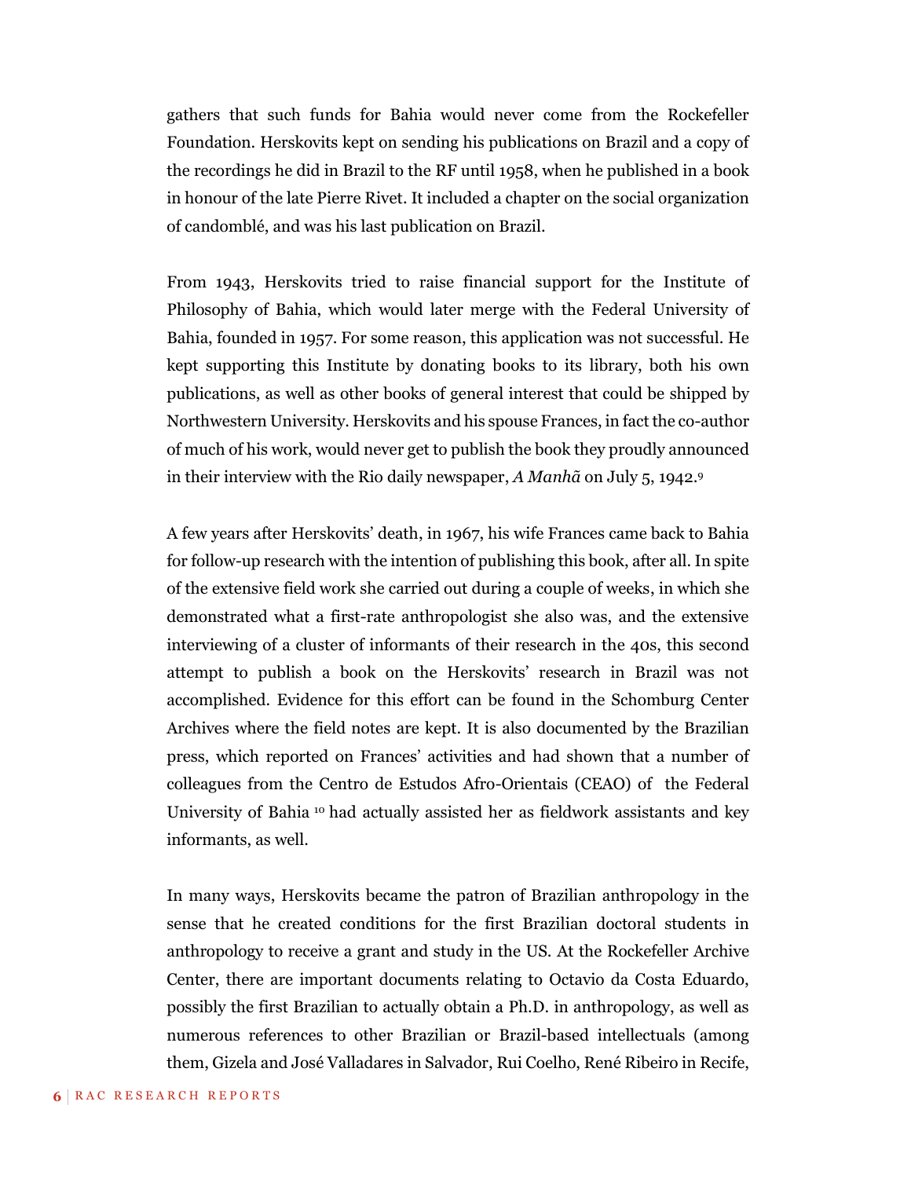gathers that such funds for Bahia would never come from the Rockefeller Foundation. Herskovits kept on sending his publications on Brazil and a copy of the recordings he did in Brazil to the RF until 1958, when he published in a book in honour of the late Pierre Rivet. It included a chapter on the social organization of candomblé, and was his last publication on Brazil.

From 1943, Herskovits tried to raise financial support for the Institute of Philosophy of Bahia, which would later merge with the Federal University of Bahia, founded in 1957. For some reason, this application was not successful. He kept supporting this Institute by donating books to its library, both his own publications, as well as other books of general interest that could be shipped by Northwestern University. Herskovits and his spouse Frances, in fact the co-author of much of his work, would never get to publish the book they proudly announced in their interview with the Rio daily newspaper, *A Manhã* on July 5, 1942.[9]

A few years after Herskovits' death, in 1967, his wife Frances came back to Bahia for follow-up research with the intention of publishing this book, after all. In spite of the extensive field work she carried out during a couple of weeks, in which she demonstrated what a first-rate anthropologist she also was, and the extensive interviewing of a cluster of informants of their research in the 40s, this second attempt to publish a book on the Herskovits' research in Brazil was not accomplished. Evidence for this effort can be found in the Schomburg Center Archives where the field notes are kept. It is also documented by the Brazilian press, which reported on Frances' activities and had shown that a number of colleagues from the Centro de Estudos Afro-Orientais (CEAO) of the Federal University of Bahia [10] had actually assisted her as fieldwork assistants and key informants, as well.

In many ways, Herskovits became the patron of Brazilian anthropology in the sense that he created conditions for the first Brazilian doctoral students in anthropology to receive a grant and study in the US. At the Rockefeller Archive Center, there are important documents relating to Octavio da Costa Eduardo, possibly the first Brazilian to actually obtain a Ph.D. in anthropology, as well as numerous references to other Brazilian or Brazil-based intellectuals (among them, Gizela and José Valladares in Salvador, Rui Coelho, René Ribeiro in Recife,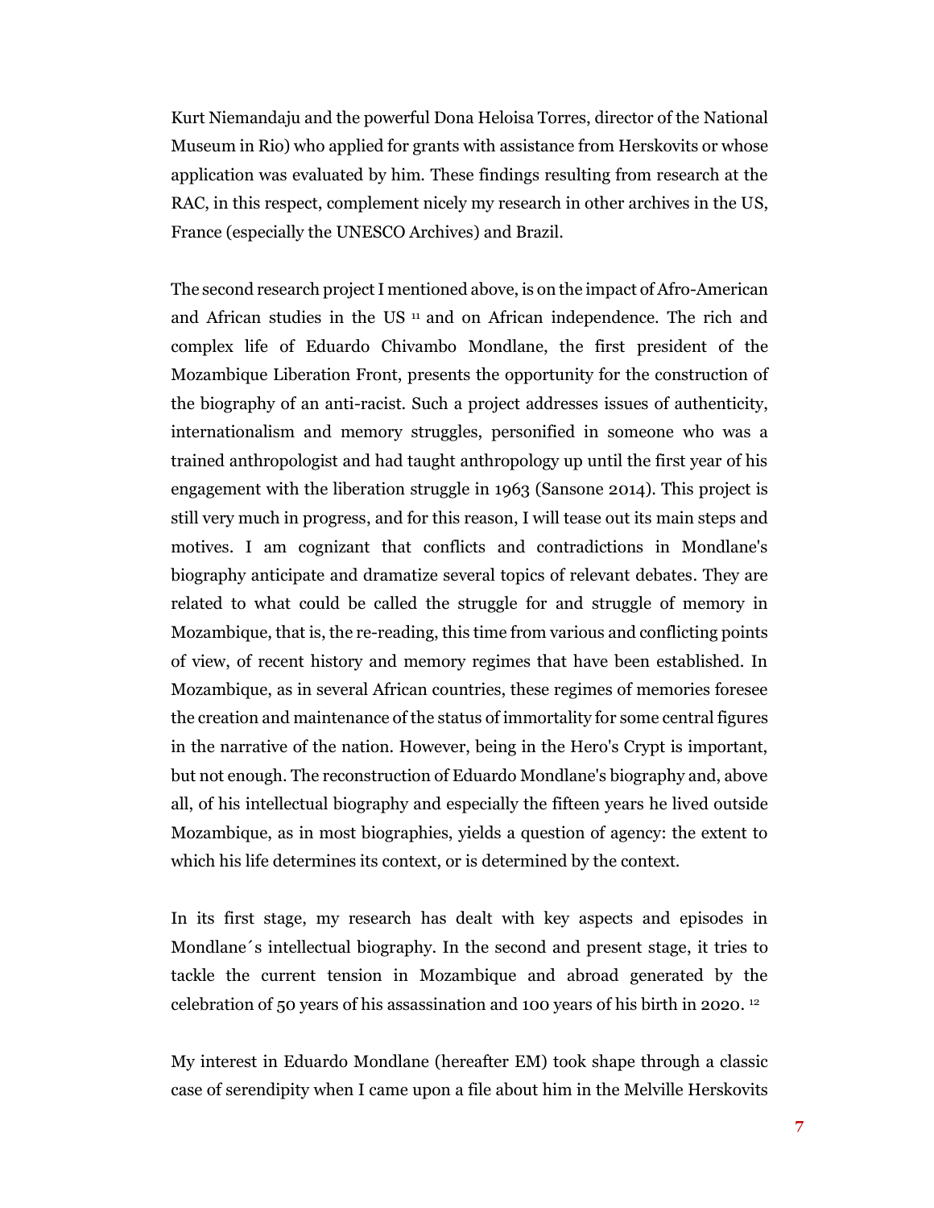Kurt Niemandaju and the powerful Dona Heloisa Torres, director of the National Museum in Rio) who applied for grants with assistance from Herskovits or whose application was evaluated by him. These findings resulting from research at the RAC, in this respect, complement nicely my research in other archives in the US, France (especially the UNESCO Archives) and Brazil.

The second research project I mentioned above, is on the impact of Afro-American and African studies in the US [11] and on African independence. The rich and complex life of Eduardo Chivambo Mondlane, the first president of the Mozambique Liberation Front, presents the opportunity for the construction of the biography of an anti-racist. Such a project addresses issues of authenticity, internationalism and memory struggles, personified in someone who was a trained anthropologist and had taught anthropology up until the first year of his engagement with the liberation struggle in 1963 (Sansone 2014). This project is still very much in progress, and for this reason, I will tease out its main steps and motives. I am cognizant that conflicts and contradictions in Mondlane's biography anticipate and dramatize several topics of relevant debates. They are related to what could be called the struggle for and struggle of memory in Mozambique, that is, the re-reading, this time from various and conflicting points of view, of recent history and memory regimes that have been established. In Mozambique, as in several African countries, these regimes of memories foresee the creation and maintenance of the status of immortality for some central figures in the narrative of the nation. However, being in the Hero's Crypt is important, but not enough. The reconstruction of Eduardo Mondlane's biography and, above all, of his intellectual biography and especially the fifteen years he lived outside Mozambique, as in most biographies, yields a question of agency: the extent to which his life determines its context, or is determined by the context.

In its first stage, my research has dealt with key aspects and episodes in Mondlane´s intellectual biography. In the second and present stage, it tries to tackle the current tension in Mozambique and abroad generated by the celebration of 50 years of his assassination and 100 years of his birth in 2020. [12]

My interest in Eduardo Mondlane (hereafter EM) took shape through a classic case of serendipity when I came upon a file about him in the Melville Herskovits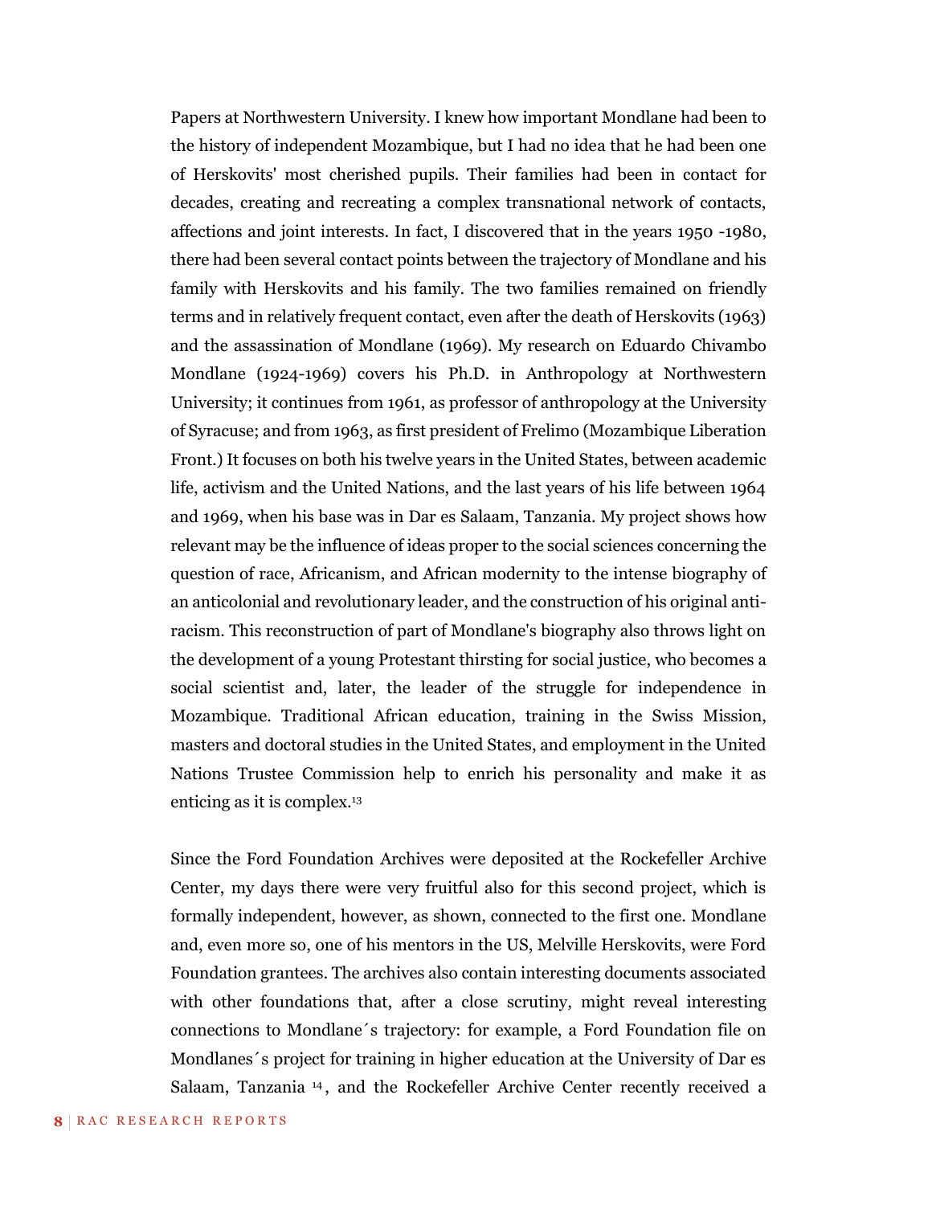Papers at Northwestern University. I knew how important Mondlane had been to the history of independent Mozambique, but I had no idea that he had been one of Herskovits' most cherished pupils. Their families had been in contact for decades, creating and recreating a complex transnational network of contacts, affections and joint interests. In fact, I discovered that in the years 1950 -1980, there had been several contact points between the trajectory of Mondlane and his family with Herskovits and his family. The two families remained on friendly terms and in relatively frequent contact, even after the death of Herskovits (1963) and the assassination of Mondlane (1969). My research on Eduardo Chivambo Mondlane (1924-1969) covers his Ph.D. in Anthropology at Northwestern University; it continues from 1961, as professor of anthropology at the University of Syracuse; and from 1963, as first president of Frelimo (Mozambique Liberation Front.) It focuses on both his twelve years in the United States, between academic life, activism and the United Nations, and the last years of his life between 1964 and 1969, when his base was in Dar es Salaam, Tanzania. My project shows how relevant may be the influence of ideas proper to the social sciences concerning the question of race, Africanism, and African modernity to the intense biography of an anticolonial and revolutionary leader, and the construction of his original anti-racism. This reconstruction of part of Mondlane's biography also throws light on the development of a young Protestant thirsting for social justice, who becomes a social scientist and, later, the leader of the struggle for independence in Mozambique. Traditional African education, training in the Swiss Mission, masters and doctoral studies in the United States, and employment in the United Nations Trustee Commission help to enrich his personality and make it as enticing as it is complex.[13]

Since the Ford Foundation Archives were deposited at the Rockefeller Archive Center, my days there were very fruitful also for this second project, which is formally independent, however, as shown, connected to the first one. Mondlane and, even more so, one of his mentors in the US, Melville Herskovits, were Ford Foundation grantees. The archives also contain interesting documents associated with other foundations that, after a close scrutiny, might reveal interesting connections to Mondlane´s trajectory: for example, a Ford Foundation file on Mondlanes´s project for training in higher education at the University of Dar es Salaam, Tanzania [14], and the Rockefeller Archive Center recently received a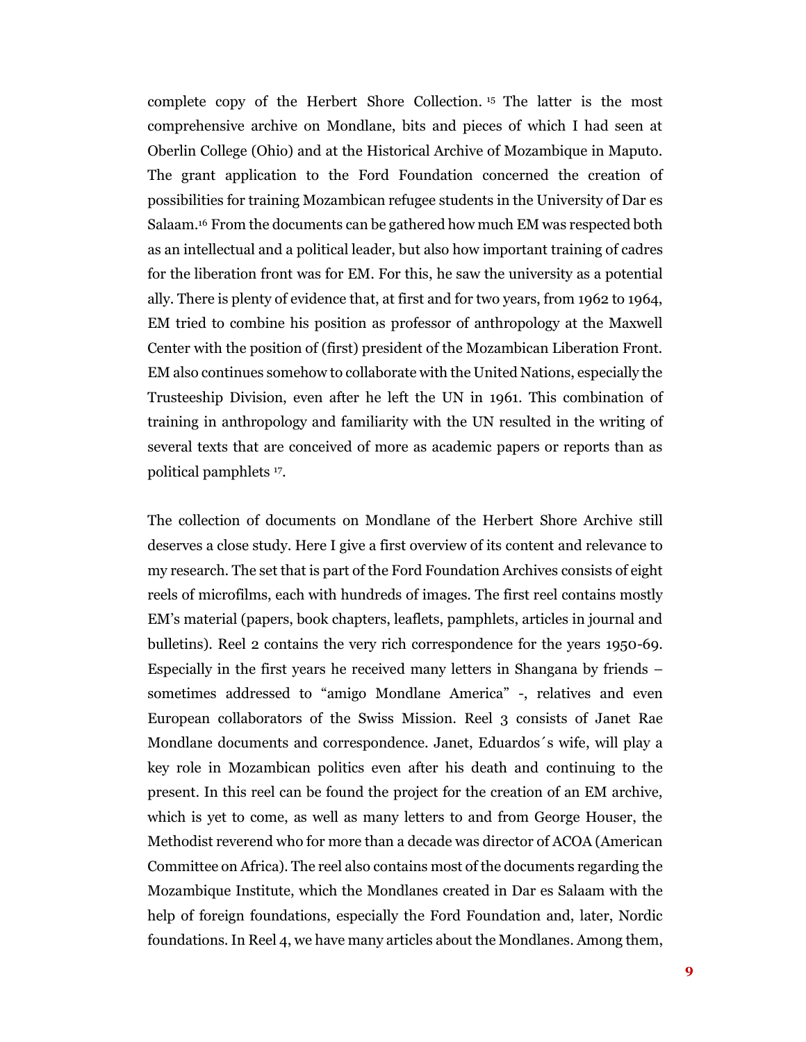complete copy of the Herbert Shore Collection. [15] The latter is the most comprehensive archive on Mondlane, bits and pieces of which I had seen at Oberlin College (Ohio) and at the Historical Archive of Mozambique in Maputo. The grant application to the Ford Foundation concerned the creation of possibilities for training Mozambican refugee students in the University of Dar es Salaam.[16] From the documents can be gathered how much EM was respected both as an intellectual and a political leader, but also how important training of cadres for the liberation front was for EM. For this, he saw the university as a potential ally. There is plenty of evidence that, at first and for two years, from 1962 to 1964, EM tried to combine his position as professor of anthropology at the Maxwell Center with the position of (first) president of the Mozambican Liberation Front. EM also continues somehow to collaborate with the United Nations, especially the Trusteeship Division, even after he left the UN in 1961. This combination of training in anthropology and familiarity with the UN resulted in the writing of several texts that are conceived of more as academic papers or reports than as political pamphlets [17].

The collection of documents on Mondlane of the Herbert Shore Archive still deserves a close study. Here I give a first overview of its content and relevance to my research. The set that is part of the Ford Foundation Archives consists of eight reels of microfilms, each with hundreds of images. The first reel contains mostly EM's material (papers, book chapters, leaflets, pamphlets, articles in journal and bulletins). Reel 2 contains the very rich correspondence for the years 1950-69. Especially in the first years he received many letters in Shangana by friends – sometimes addressed to "amigo Mondlane America" -, relatives and even European collaborators of the Swiss Mission. Reel 3 consists of Janet Rae Mondlane documents and correspondence. Janet, Eduardos´s wife, will play a key role in Mozambican politics even after his death and continuing to the present. In this reel can be found the project for the creation of an EM archive, which is yet to come, as well as many letters to and from George Houser, the Methodist reverend who for more than a decade was director of ACOA (American Committee on Africa). The reel also contains most of the documents regarding the Mozambique Institute, which the Mondlanes created in Dar es Salaam with the help of foreign foundations, especially the Ford Foundation and, later, Nordic foundations. In Reel 4, we have many articles about the Mondlanes. Among them,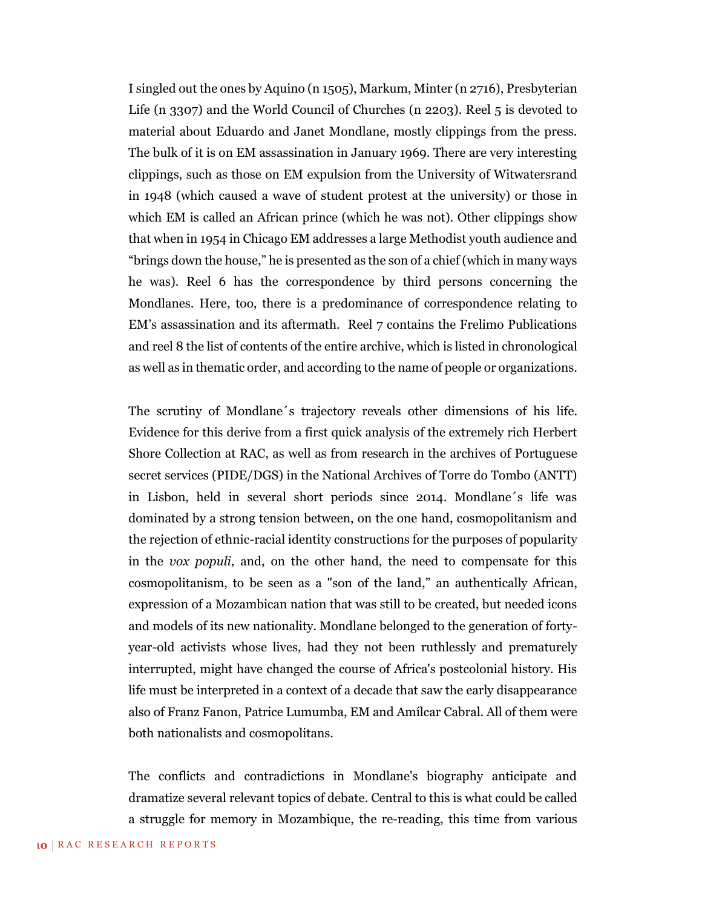I singled out the ones by Aquino (n 1505), Markum, Minter (n 2716), Presbyterian Life (n 3307) and the World Council of Churches (n 2203). Reel 5 is devoted to material about Eduardo and Janet Mondlane, mostly clippings from the press. The bulk of it is on EM assassination in January 1969. There are very interesting clippings, such as those on EM expulsion from the University of Witwatersrand in 1948 (which caused a wave of student protest at the university) or those in which EM is called an African prince (which he was not). Other clippings show that when in 1954 in Chicago EM addresses a large Methodist youth audience and "brings down the house," he is presented as the son of a chief (which in many ways he was). Reel 6 has the correspondence by third persons concerning the Mondlanes. Here, too, there is a predominance of correspondence relating to EM's assassination and its aftermath. Reel 7 contains the Frelimo Publications and reel 8 the list of contents of the entire archive, which is listed in chronological as well as in thematic order, and according to the name of people or organizations.

The scrutiny of Mondlane´s trajectory reveals other dimensions of his life. Evidence for this derive from a first quick analysis of the extremely rich Herbert Shore Collection at RAC, as well as from research in the archives of Portuguese secret services (PIDE/DGS) in the National Archives of Torre do Tombo (ANTT) in Lisbon, held in several short periods since 2014. Mondlane´s life was dominated by a strong tension between, on the one hand, cosmopolitanism and the rejection of ethnic-racial identity constructions for the purposes of popularity in the *vox populi*, and, on the other hand, the need to compensate for this cosmopolitanism, to be seen as a "son of the land," an authentically African, expression of a Mozambican nation that was still to be created, but needed icons and models of its new nationality. Mondlane belonged to the generation of forty-year-old activists whose lives, had they not been ruthlessly and prematurely interrupted, might have changed the course of Africa's postcolonial history. His life must be interpreted in a context of a decade that saw the early disappearance also of Franz Fanon, Patrice Lumumba, EM and Amílcar Cabral. All of them were both nationalists and cosmopolitans.

The conflicts and contradictions in Mondlane's biography anticipate and dramatize several relevant topics of debate. Central to this is what could be called a struggle for memory in Mozambique, the re-reading, this time from various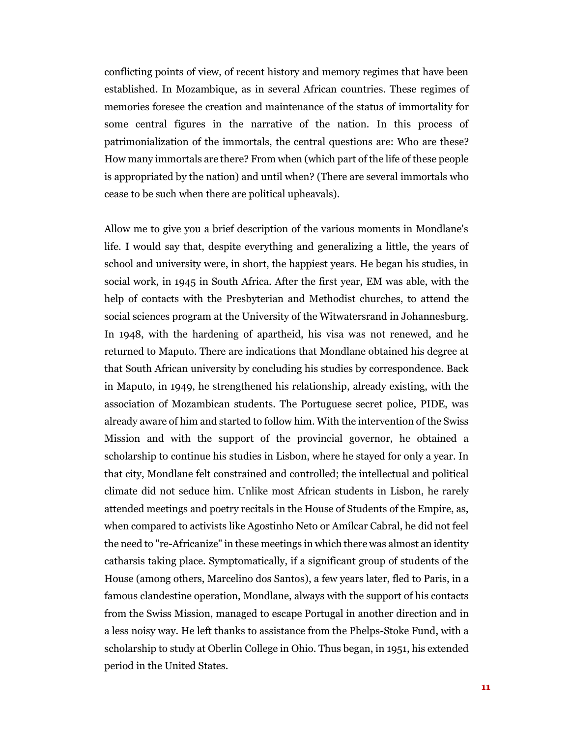conflicting points of view, of recent history and memory regimes that have been established. In Mozambique, as in several African countries. These regimes of memories foresee the creation and maintenance of the status of immortality for some central figures in the narrative of the nation. In this process of patrimonialization of the immortals, the central questions are: Who are these? How many immortals are there? From when (which part of the life of these people is appropriated by the nation) and until when? (There are several immortals who cease to be such when there are political upheavals).

Allow me to give you a brief description of the various moments in Mondlane's life. I would say that, despite everything and generalizing a little, the years of school and university were, in short, the happiest years. He began his studies, in social work, in 1945 in South Africa. After the first year, EM was able, with the help of contacts with the Presbyterian and Methodist churches, to attend the social sciences program at the University of the Witwatersrand in Johannesburg. In 1948, with the hardening of apartheid, his visa was not renewed, and he returned to Maputo. There are indications that Mondlane obtained his degree at that South African university by concluding his studies by correspondence. Back in Maputo, in 1949, he strengthened his relationship, already existing, with the association of Mozambican students. The Portuguese secret police, PIDE, was already aware of him and started to follow him. With the intervention of the Swiss Mission and with the support of the provincial governor, he obtained a scholarship to continue his studies in Lisbon, where he stayed for only a year. In that city, Mondlane felt constrained and controlled; the intellectual and political climate did not seduce him. Unlike most African students in Lisbon, he rarely attended meetings and poetry recitals in the House of Students of the Empire, as, when compared to activists like Agostinho Neto or Amílcar Cabral, he did not feel the need to "re-Africanize" in these meetings in which there was almost an identity catharsis taking place. Symptomatically, if a significant group of students of the House (among others, Marcelino dos Santos), a few years later, fled to Paris, in a famous clandestine operation, Mondlane, always with the support of his contacts from the Swiss Mission, managed to escape Portugal in another direction and in a less noisy way. He left thanks to assistance from the Phelps-Stoke Fund, with a scholarship to study at Oberlin College in Ohio. Thus began, in 1951, his extended period in the United States.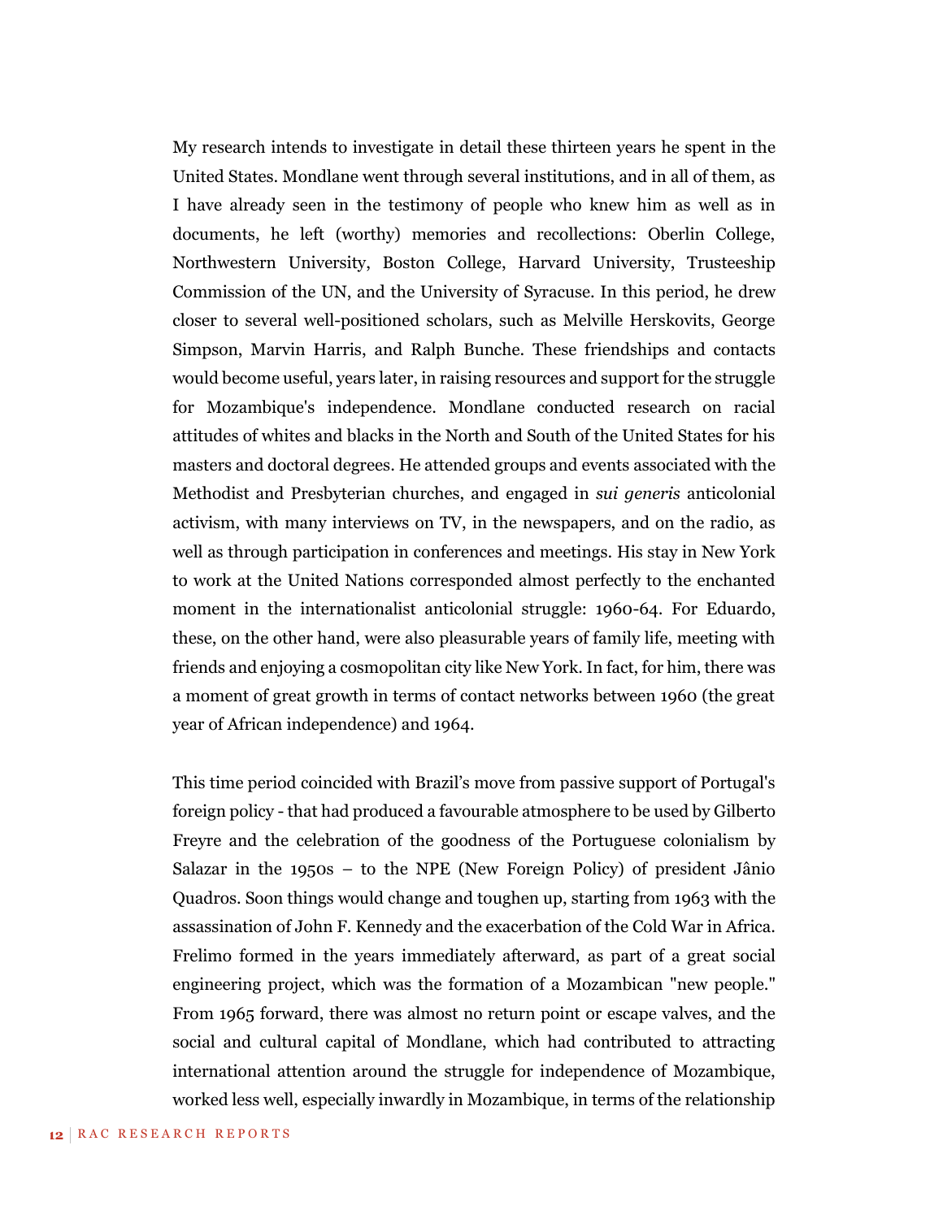My research intends to investigate in detail these thirteen years he spent in the United States. Mondlane went through several institutions, and in all of them, as I have already seen in the testimony of people who knew him as well as in documents, he left (worthy) memories and recollections: Oberlin College, Northwestern University, Boston College, Harvard University, Trusteeship Commission of the UN, and the University of Syracuse. In this period, he drew closer to several well-positioned scholars, such as Melville Herskovits, George Simpson, Marvin Harris, and Ralph Bunche. These friendships and contacts would become useful, years later, in raising resources and support for the struggle for Mozambique's independence. Mondlane conducted research on racial attitudes of whites and blacks in the North and South of the United States for his masters and doctoral degrees. He attended groups and events associated with the Methodist and Presbyterian churches, and engaged in *sui generis* anticolonial activism, with many interviews on TV, in the newspapers, and on the radio, as well as through participation in conferences and meetings. His stay in New York to work at the United Nations corresponded almost perfectly to the enchanted moment in the internationalist anticolonial struggle: 1960-64. For Eduardo, these, on the other hand, were also pleasurable years of family life, meeting with friends and enjoying a cosmopolitan city like New York. In fact, for him, there was a moment of great growth in terms of contact networks between 1960 (the great year of African independence) and 1964.

This time period coincided with Brazil's move from passive support of Portugal's foreign policy - that had produced a favourable atmosphere to be used by Gilberto Freyre and the celebration of the goodness of the Portuguese colonialism by Salazar in the 1950s – to the NPE (New Foreign Policy) of president Jânio Quadros. Soon things would change and toughen up, starting from 1963 with the assassination of John F. Kennedy and the exacerbation of the Cold War in Africa. Frelimo formed in the years immediately afterward, as part of a great social engineering project, which was the formation of a Mozambican "new people." From 1965 forward, there was almost no return point or escape valves, and the social and cultural capital of Mondlane, which had contributed to attracting international attention around the struggle for independence of Mozambique, worked less well, especially inwardly in Mozambique, in terms of the relationship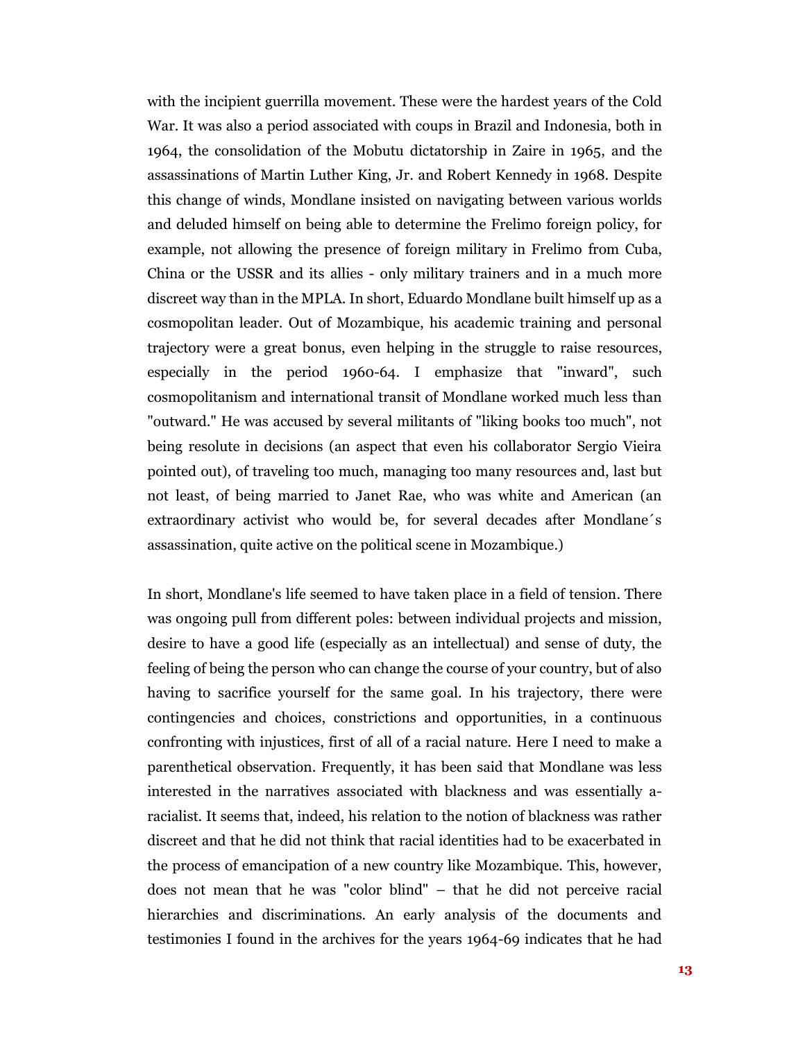with the incipient guerrilla movement. These were the hardest years of the Cold War. It was also a period associated with coups in Brazil and Indonesia, both in 1964, the consolidation of the Mobutu dictatorship in Zaire in 1965, and the assassinations of Martin Luther King, Jr. and Robert Kennedy in 1968. Despite this change of winds, Mondlane insisted on navigating between various worlds and deluded himself on being able to determine the Frelimo foreign policy, for example, not allowing the presence of foreign military in Frelimo from Cuba, China or the USSR and its allies - only military trainers and in a much more discreet way than in the MPLA. In short, Eduardo Mondlane built himself up as a cosmopolitan leader. Out of Mozambique, his academic training and personal trajectory were a great bonus, even helping in the struggle to raise resources, especially in the period 1960-64. I emphasize that "inward", such cosmopolitanism and international transit of Mondlane worked much less than "outward." He was accused by several militants of "liking books too much", not being resolute in decisions (an aspect that even his collaborator Sergio Vieira pointed out), of traveling too much, managing too many resources and, last but not least, of being married to Janet Rae, who was white and American (an extraordinary activist who would be, for several decades after Mondlane´s assassination, quite active on the political scene in Mozambique.)

In short, Mondlane's life seemed to have taken place in a field of tension. There was ongoing pull from different poles: between individual projects and mission, desire to have a good life (especially as an intellectual) and sense of duty, the feeling of being the person who can change the course of your country, but of also having to sacrifice yourself for the same goal. In his trajectory, there were contingencies and choices, constrictions and opportunities, in a continuous confronting with injustices, first of all of a racial nature. Here I need to make a parenthetical observation. Frequently, it has been said that Mondlane was less interested in the narratives associated with blackness and was essentially a-racialist. It seems that, indeed, his relation to the notion of blackness was rather discreet and that he did not think that racial identities had to be exacerbated in the process of emancipation of a new country like Mozambique. This, however, does not mean that he was "color blind" – that he did not perceive racial hierarchies and discriminations. An early analysis of the documents and testimonies I found in the archives for the years 1964-69 indicates that he had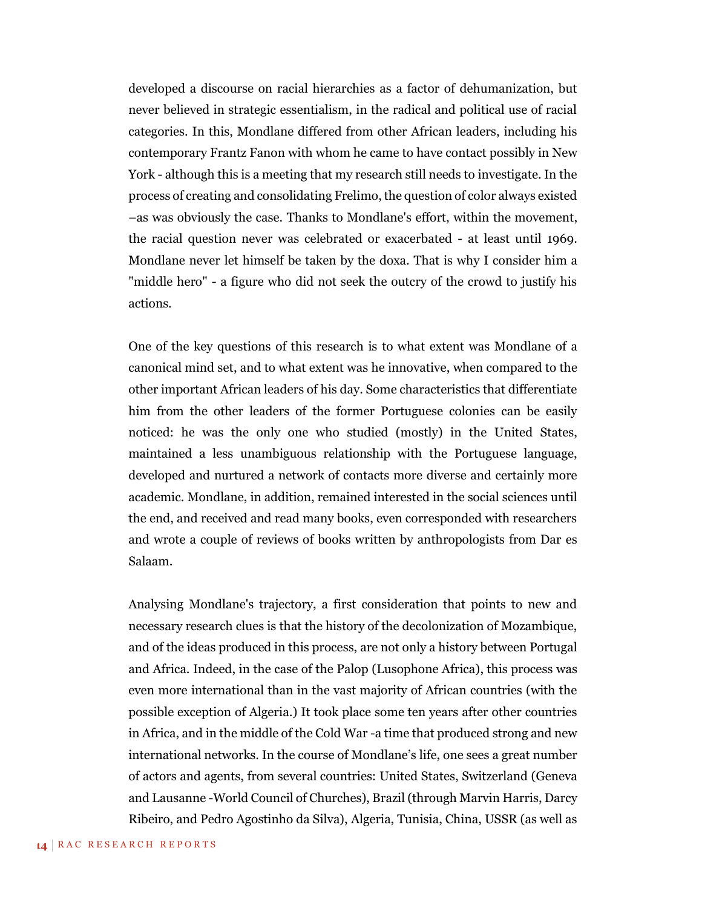developed a discourse on racial hierarchies as a factor of dehumanization, but never believed in strategic essentialism, in the radical and political use of racial categories. In this, Mondlane differed from other African leaders, including his contemporary Frantz Fanon with whom he came to have contact possibly in New York - although this is a meeting that my research still needs to investigate. In the process of creating and consolidating Frelimo, the question of color always existed –as was obviously the case. Thanks to Mondlane's effort, within the movement, the racial question never was celebrated or exacerbated - at least until 1969. Mondlane never let himself be taken by the doxa. That is why I consider him a "middle hero" - a figure who did not seek the outcry of the crowd to justify his actions.

One of the key questions of this research is to what extent was Mondlane of a canonical mind set, and to what extent was he innovative, when compared to the other important African leaders of his day. Some characteristics that differentiate him from the other leaders of the former Portuguese colonies can be easily noticed: he was the only one who studied (mostly) in the United States, maintained a less unambiguous relationship with the Portuguese language, developed and nurtured a network of contacts more diverse and certainly more academic. Mondlane, in addition, remained interested in the social sciences until the end, and received and read many books, even corresponded with researchers and wrote a couple of reviews of books written by anthropologists from Dar es Salaam.

Analysing Mondlane's trajectory, a first consideration that points to new and necessary research clues is that the history of the decolonization of Mozambique, and of the ideas produced in this process, are not only a history between Portugal and Africa. Indeed, in the case of the Palop (Lusophone Africa), this process was even more international than in the vast majority of African countries (with the possible exception of Algeria.) It took place some ten years after other countries in Africa, and in the middle of the Cold War -a time that produced strong and new international networks. In the course of Mondlane's life, one sees a great number of actors and agents, from several countries: United States, Switzerland (Geneva and Lausanne -World Council of Churches), Brazil (through Marvin Harris, Darcy Ribeiro, and Pedro Agostinho da Silva), Algeria, Tunisia, China, USSR (as well as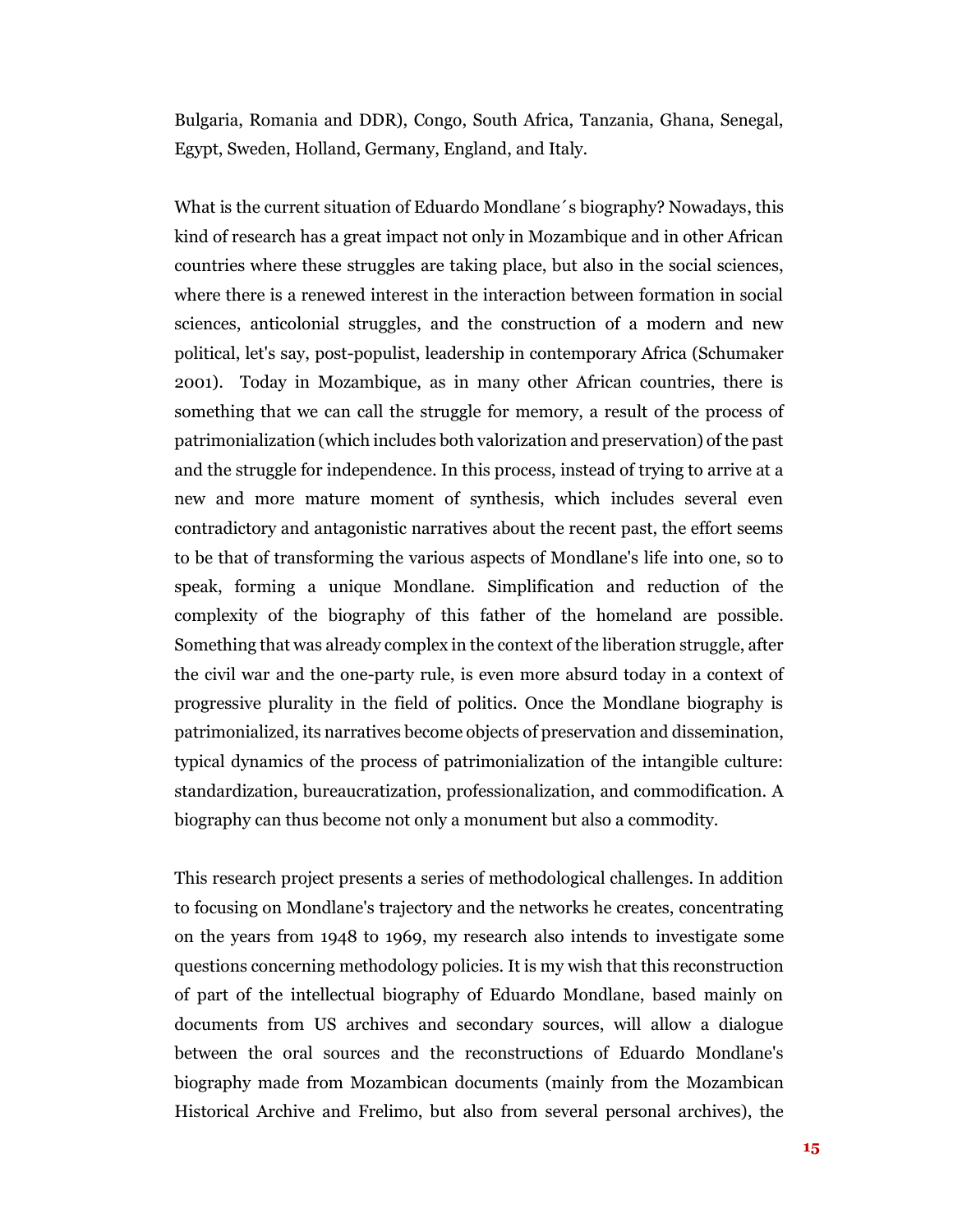Bulgaria, Romania and DDR), Congo, South Africa, Tanzania, Ghana, Senegal, Egypt, Sweden, Holland, Germany, England, and Italy.

What is the current situation of Eduardo Mondlane´s biography? Nowadays, this kind of research has a great impact not only in Mozambique and in other African countries where these struggles are taking place, but also in the social sciences, where there is a renewed interest in the interaction between formation in social sciences, anticolonial struggles, and the construction of a modern and new political, let's say, post-populist, leadership in contemporary Africa (Schumaker 2001). Today in Mozambique, as in many other African countries, there is something that we can call the struggle for memory, a result of the process of patrimonialization (which includes both valorization and preservation) of the past and the struggle for independence. In this process, instead of trying to arrive at a new and more mature moment of synthesis, which includes several even contradictory and antagonistic narratives about the recent past, the effort seems to be that of transforming the various aspects of Mondlane's life into one, so to speak, forming a unique Mondlane. Simplification and reduction of the complexity of the biography of this father of the homeland are possible. Something that was already complex in the context of the liberation struggle, after the civil war and the one-party rule, is even more absurd today in a context of progressive plurality in the field of politics. Once the Mondlane biography is patrimonialized, its narratives become objects of preservation and dissemination, typical dynamics of the process of patrimonialization of the intangible culture: standardization, bureaucratization, professionalization, and commodification. A biography can thus become not only a monument but also a commodity.

This research project presents a series of methodological challenges. In addition to focusing on Mondlane's trajectory and the networks he creates, concentrating on the years from 1948 to 1969, my research also intends to investigate some questions concerning methodology policies. It is my wish that this reconstruction of part of the intellectual biography of Eduardo Mondlane, based mainly on documents from US archives and secondary sources, will allow a dialogue between the oral sources and the reconstructions of Eduardo Mondlane's biography made from Mozambican documents (mainly from the Mozambican Historical Archive and Frelimo, but also from several personal archives), the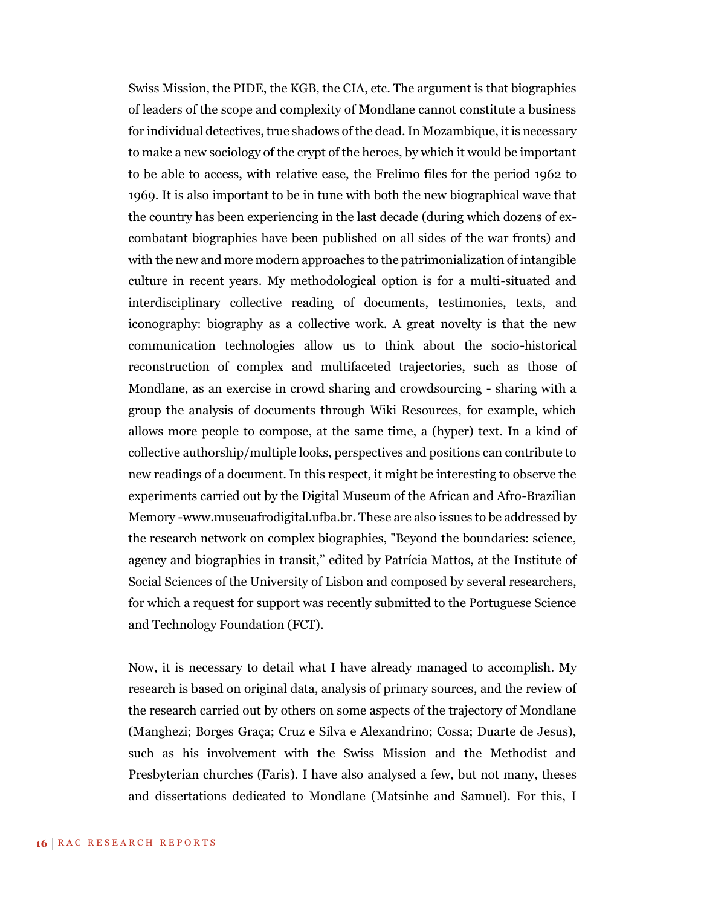Swiss Mission, the PIDE, the KGB, the CIA, etc. The argument is that biographies of leaders of the scope and complexity of Mondlane cannot constitute a business for individual detectives, true shadows of the dead. In Mozambique, it is necessary to make a new sociology of the crypt of the heroes, by which it would be important to be able to access, with relative ease, the Frelimo files for the period 1962 to 1969. It is also important to be in tune with both the new biographical wave that the country has been experiencing in the last decade (during which dozens of ex-combatant biographies have been published on all sides of the war fronts) and with the new and more modern approaches to the patrimonialization of intangible culture in recent years. My methodological option is for a multi-situated and interdisciplinary collective reading of documents, testimonies, texts, and iconography: biography as a collective work. A great novelty is that the new communication technologies allow us to think about the socio-historical reconstruction of complex and multifaceted trajectories, such as those of Mondlane, as an exercise in crowd sharing and crowdsourcing - sharing with a group the analysis of documents through Wiki Resources, for example, which allows more people to compose, at the same time, a (hyper) text. In a kind of collective authorship/multiple looks, perspectives and positions can contribute to new readings of a document. In this respect, it might be interesting to observe the experiments carried out by the Digital Museum of the African and Afro-Brazilian Memory -www.museuafrodigital.ufba.br. These are also issues to be addressed by the research network on complex biographies, "Beyond the boundaries: science, agency and biographies in transit," edited by Patrícia Mattos, at the Institute of Social Sciences of the University of Lisbon and composed by several researchers, for which a request for support was recently submitted to the Portuguese Science and Technology Foundation (FCT).

Now, it is necessary to detail what I have already managed to accomplish. My research is based on original data, analysis of primary sources, and the review of the research carried out by others on some aspects of the trajectory of Mondlane (Manghezi; Borges Graça; Cruz e Silva e Alexandrino; Cossa; Duarte de Jesus), such as his involvement with the Swiss Mission and the Methodist and Presbyterian churches (Faris). I have also analysed a few, but not many, theses and dissertations dedicated to Mondlane (Matsinhe and Samuel). For this, I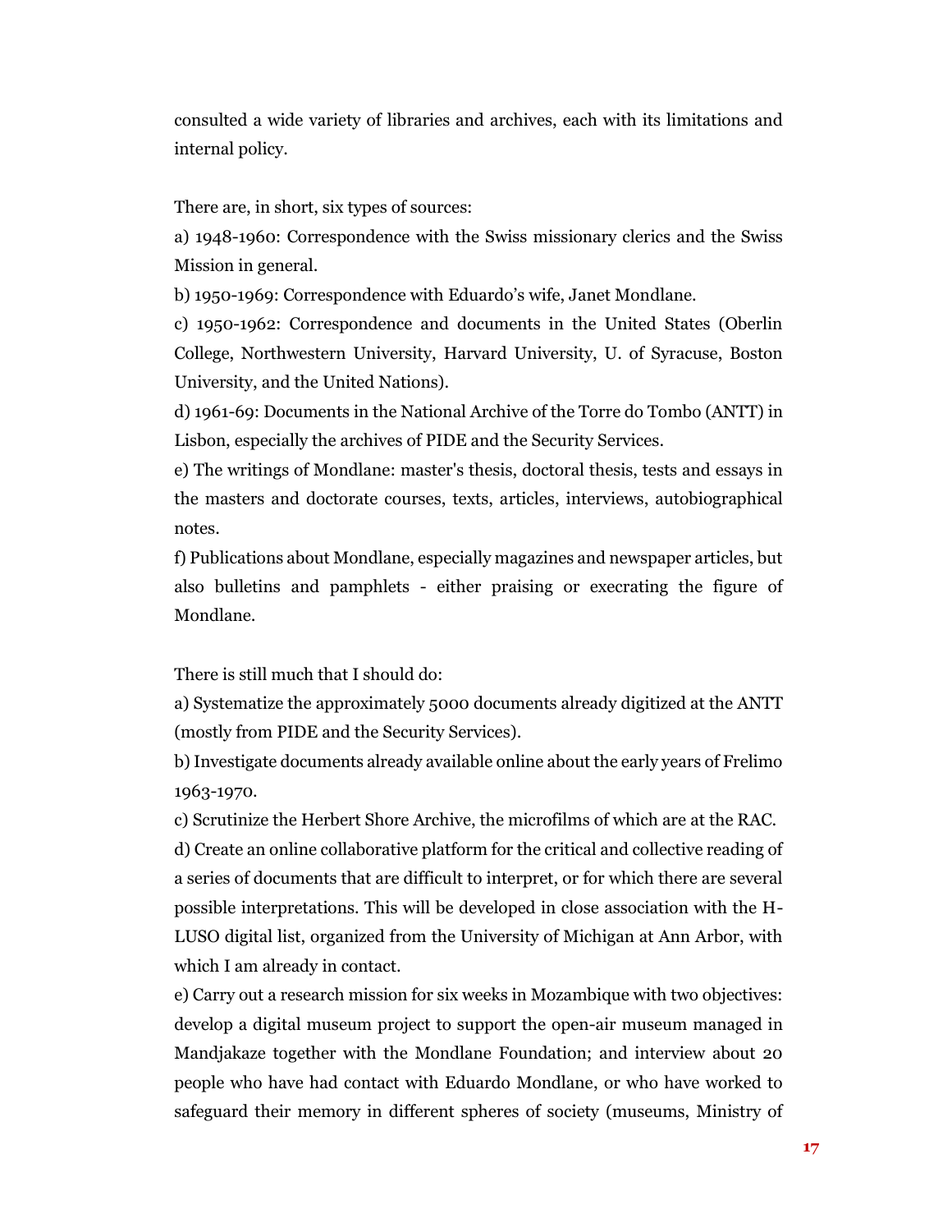consulted a wide variety of libraries and archives, each with its limitations and internal policy.

There are, in short, six types of sources:

a) 1948-1960: Correspondence with the Swiss missionary clerics and the Swiss Mission in general.

b) 1950-1969: Correspondence with Eduardo's wife, Janet Mondlane.

c) 1950-1962: Correspondence and documents in the United States (Oberlin College, Northwestern University, Harvard University, U. of Syracuse, Boston University, and the United Nations).

d) 1961-69: Documents in the National Archive of the Torre do Tombo (ANTT) in Lisbon, especially the archives of PIDE and the Security Services.

e) The writings of Mondlane: master's thesis, doctoral thesis, tests and essays in the masters and doctorate courses, texts, articles, interviews, autobiographical notes.

f) Publications about Mondlane, especially magazines and newspaper articles, but also bulletins and pamphlets - either praising or execrating the figure of Mondlane.

There is still much that I should do:

a) Systematize the approximately 5000 documents already digitized at the ANTT (mostly from PIDE and the Security Services).

b) Investigate documents already available online about the early years of Frelimo 1963-1970.

c) Scrutinize the Herbert Shore Archive, the microfilms of which are at the RAC.

d) Create an online collaborative platform for the critical and collective reading of a series of documents that are difficult to interpret, or for which there are several possible interpretations. This will be developed in close association with the H-LUSO digital list, organized from the University of Michigan at Ann Arbor, with which I am already in contact.

e) Carry out a research mission for six weeks in Mozambique with two objectives: develop a digital museum project to support the open-air museum managed in Mandjakaze together with the Mondlane Foundation; and interview about 20 people who have had contact with Eduardo Mondlane, or who have worked to safeguard their memory in different spheres of society (museums, Ministry of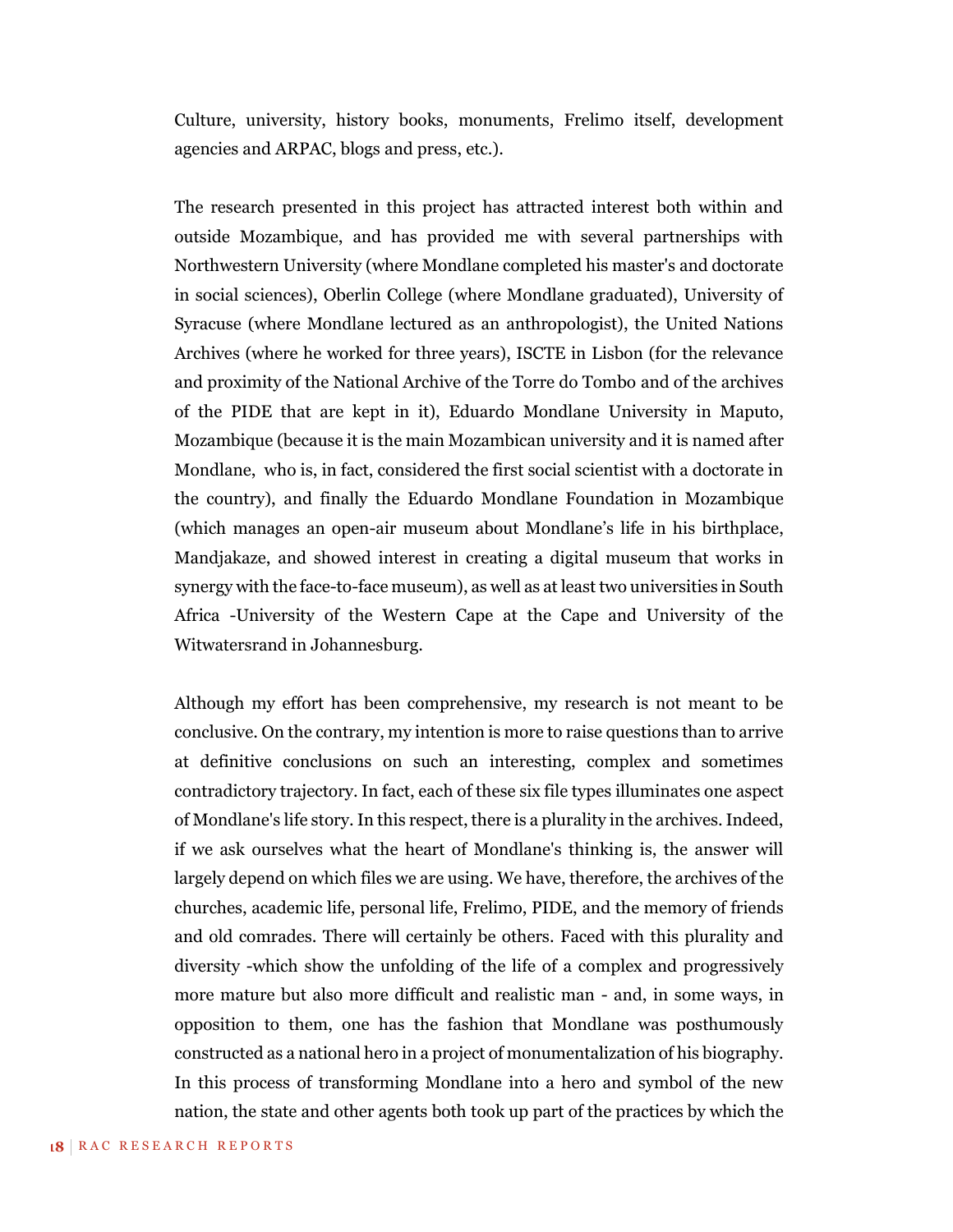Culture, university, history books, monuments, Frelimo itself, development agencies and ARPAC, blogs and press, etc.).

The research presented in this project has attracted interest both within and outside Mozambique, and has provided me with several partnerships with Northwestern University (where Mondlane completed his master's and doctorate in social sciences), Oberlin College (where Mondlane graduated), University of Syracuse (where Mondlane lectured as an anthropologist), the United Nations Archives (where he worked for three years), ISCTE in Lisbon (for the relevance and proximity of the National Archive of the Torre do Tombo and of the archives of the PIDE that are kept in it), Eduardo Mondlane University in Maputo, Mozambique (because it is the main Mozambican university and it is named after Mondlane, who is, in fact, considered the first social scientist with a doctorate in the country), and finally the Eduardo Mondlane Foundation in Mozambique (which manages an open-air museum about Mondlane's life in his birthplace, Mandjakaze, and showed interest in creating a digital museum that works in synergy with the face-to-face museum), as well as at least two universities in South Africa -University of the Western Cape at the Cape and University of the Witwatersrand in Johannesburg.

Although my effort has been comprehensive, my research is not meant to be conclusive. On the contrary, my intention is more to raise questions than to arrive at definitive conclusions on such an interesting, complex and sometimes contradictory trajectory. In fact, each of these six file types illuminates one aspect of Mondlane's life story. In this respect, there is a plurality in the archives. Indeed, if we ask ourselves what the heart of Mondlane's thinking is, the answer will largely depend on which files we are using. We have, therefore, the archives of the churches, academic life, personal life, Frelimo, PIDE, and the memory of friends and old comrades. There will certainly be others. Faced with this plurality and diversity -which show the unfolding of the life of a complex and progressively more mature but also more difficult and realistic man - and, in some ways, in opposition to them, one has the fashion that Mondlane was posthumously constructed as a national hero in a project of monumentalization of his biography. In this process of transforming Mondlane into a hero and symbol of the new nation, the state and other agents both took up part of the practices by which the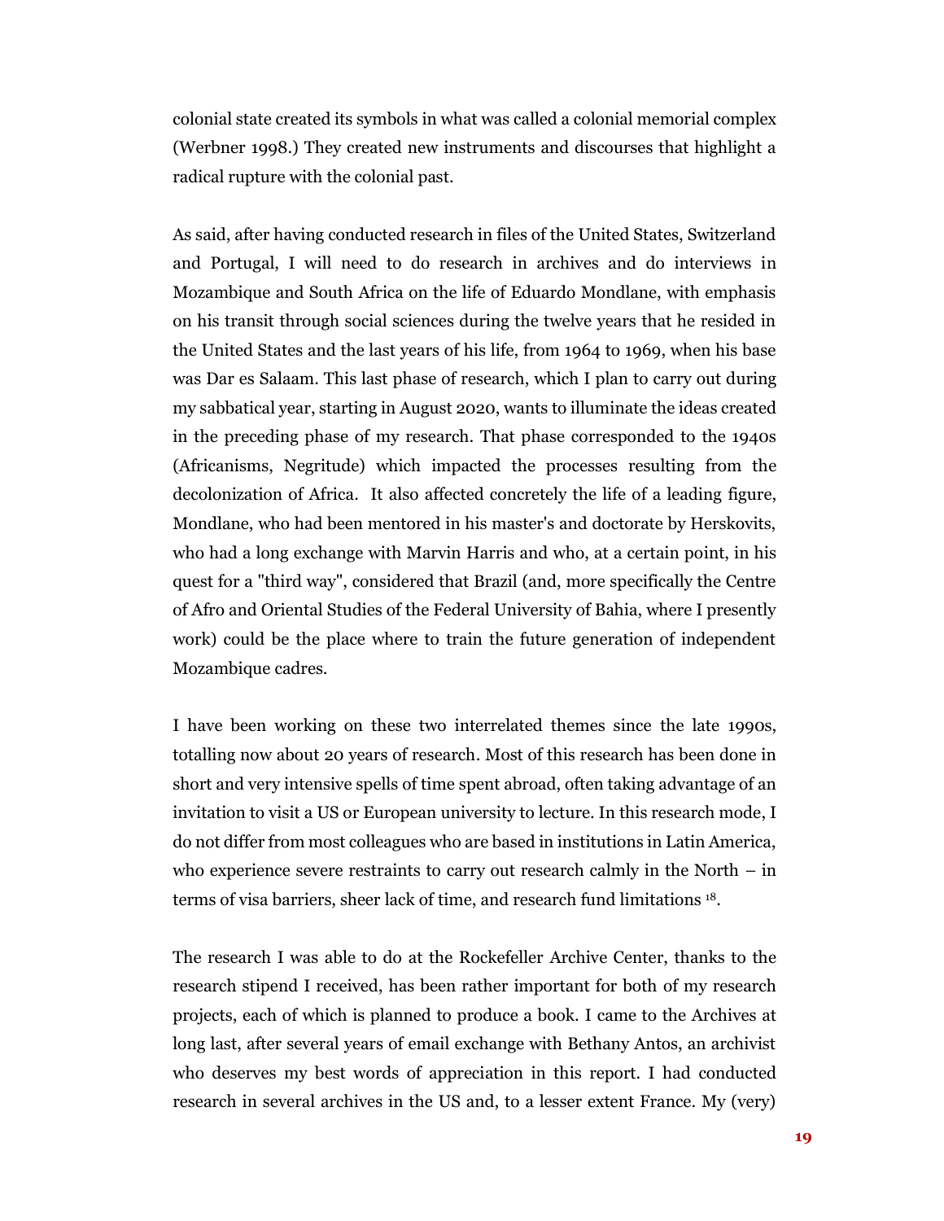colonial state created its symbols in what was called a colonial memorial complex (Werbner 1998.) They created new instruments and discourses that highlight a radical rupture with the colonial past.

As said, after having conducted research in files of the United States, Switzerland and Portugal, I will need to do research in archives and do interviews in Mozambique and South Africa on the life of Eduardo Mondlane, with emphasis on his transit through social sciences during the twelve years that he resided in the United States and the last years of his life, from 1964 to 1969, when his base was Dar es Salaam. This last phase of research, which I plan to carry out during my sabbatical year, starting in August 2020, wants to illuminate the ideas created in the preceding phase of my research. That phase corresponded to the 1940s (Africanisms, Negritude) which impacted the processes resulting from the decolonization of Africa. It also affected concretely the life of a leading figure, Mondlane, who had been mentored in his master's and doctorate by Herskovits, who had a long exchange with Marvin Harris and who, at a certain point, in his quest for a "third way", considered that Brazil (and, more specifically the Centre of Afro and Oriental Studies of the Federal University of Bahia, where I presently work) could be the place where to train the future generation of independent Mozambique cadres.

I have been working on these two interrelated themes since the late 1990s, totalling now about 20 years of research. Most of this research has been done in short and very intensive spells of time spent abroad, often taking advantage of an invitation to visit a US or European university to lecture. In this research mode, I do not differ from most colleagues who are based in institutions in Latin America, who experience severe restraints to carry out research calmly in the North – in terms of visa barriers, sheer lack of time, and research fund limitations [18].

The research I was able to do at the Rockefeller Archive Center, thanks to the research stipend I received, has been rather important for both of my research projects, each of which is planned to produce a book. I came to the Archives at long last, after several years of email exchange with Bethany Antos, an archivist who deserves my best words of appreciation in this report. I had conducted research in several archives in the US and, to a lesser extent France. My (very)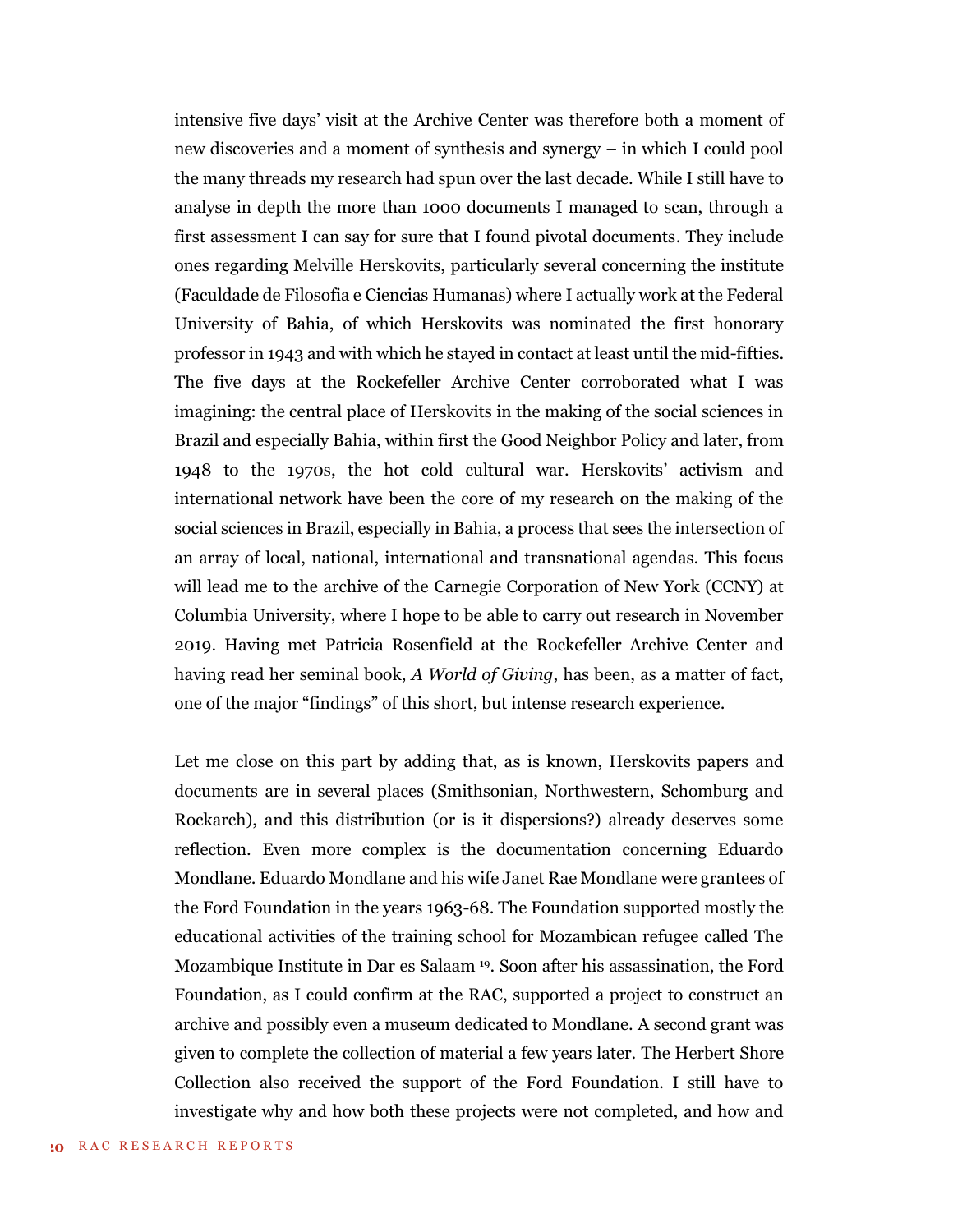intensive five days' visit at the Archive Center was therefore both a moment of new discoveries and a moment of synthesis and synergy – in which I could pool the many threads my research had spun over the last decade. While I still have to analyse in depth the more than 1000 documents I managed to scan, through a first assessment I can say for sure that I found pivotal documents. They include ones regarding Melville Herskovits, particularly several concerning the institute (Faculdade de Filosofia e Ciencias Humanas) where I actually work at the Federal University of Bahia, of which Herskovits was nominated the first honorary professor in 1943 and with which he stayed in contact at least until the mid-fifties. The five days at the Rockefeller Archive Center corroborated what I was imagining: the central place of Herskovits in the making of the social sciences in Brazil and especially Bahia, within first the Good Neighbor Policy and later, from 1948 to the 1970s, the hot cold cultural war. Herskovits' activism and international network have been the core of my research on the making of the social sciences in Brazil, especially in Bahia, a process that sees the intersection of an array of local, national, international and transnational agendas. This focus will lead me to the archive of the Carnegie Corporation of New York (CCNY) at Columbia University, where I hope to be able to carry out research in November 2019. Having met Patricia Rosenfield at the Rockefeller Archive Center and having read her seminal book, *A World of Giving*, has been, as a matter of fact, one of the major "findings" of this short, but intense research experience.

Let me close on this part by adding that, as is known, Herskovits papers and documents are in several places (Smithsonian, Northwestern, Schomburg and Rockarch), and this distribution (or is it dispersions?) already deserves some reflection. Even more complex is the documentation concerning Eduardo Mondlane. Eduardo Mondlane and his wife Janet Rae Mondlane were grantees of the Ford Foundation in the years 1963-68. The Foundation supported mostly the educational activities of the training school for Mozambican refugee called The Mozambique Institute in Dar es Salaam [19]. Soon after his assassination, the Ford Foundation, as I could confirm at the RAC, supported a project to construct an archive and possibly even a museum dedicated to Mondlane. A second grant was given to complete the collection of material a few years later. The Herbert Shore Collection also received the support of the Ford Foundation. I still have to investigate why and how both these projects were not completed, and how and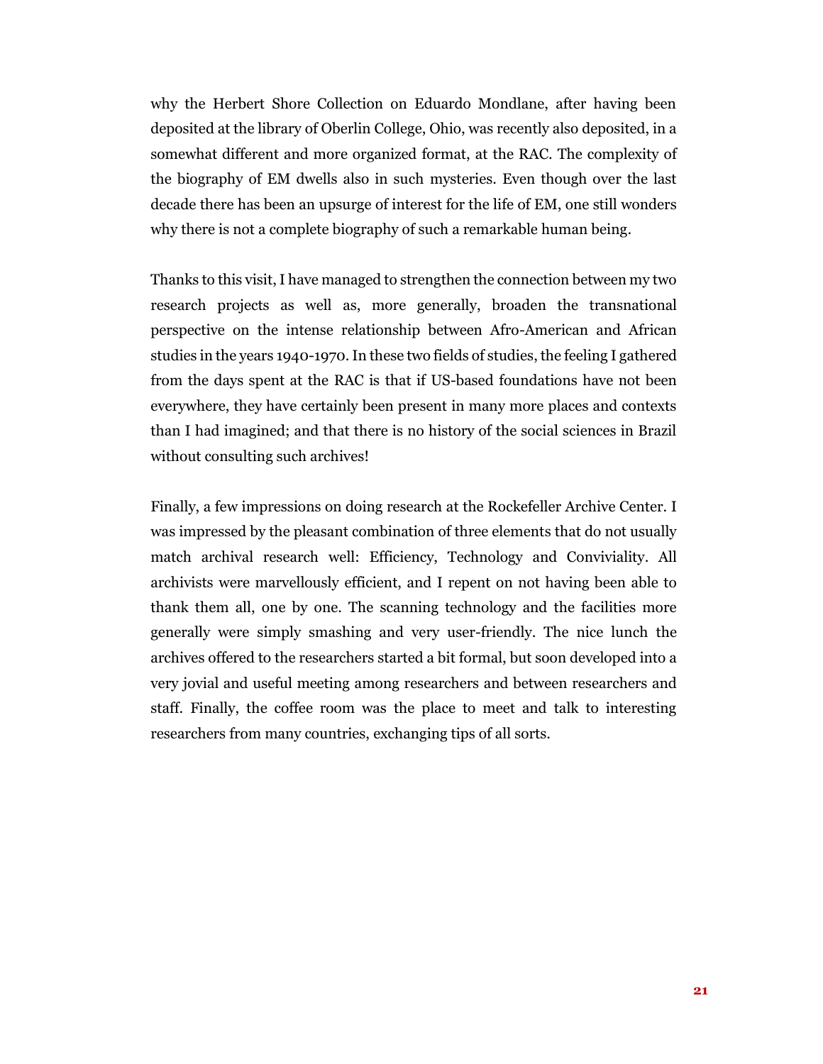why the Herbert Shore Collection on Eduardo Mondlane, after having been deposited at the library of Oberlin College, Ohio, was recently also deposited, in a somewhat different and more organized format, at the RAC. The complexity of the biography of EM dwells also in such mysteries. Even though over the last decade there has been an upsurge of interest for the life of EM, one still wonders why there is not a complete biography of such a remarkable human being.

Thanks to this visit, I have managed to strengthen the connection between my two research projects as well as, more generally, broaden the transnational perspective on the intense relationship between Afro-American and African studies in the years 1940-1970. In these two fields of studies, the feeling I gathered from the days spent at the RAC is that if US-based foundations have not been everywhere, they have certainly been present in many more places and contexts than I had imagined; and that there is no history of the social sciences in Brazil without consulting such archives!

Finally, a few impressions on doing research at the Rockefeller Archive Center. I was impressed by the pleasant combination of three elements that do not usually match archival research well: Efficiency, Technology and Conviviality. All archivists were marvellously efficient, and I repent on not having been able to thank them all, one by one. The scanning technology and the facilities more generally were simply smashing and very user-friendly. The nice lunch the archives offered to the researchers started a bit formal, but soon developed into a very jovial and useful meeting among researchers and between researchers and staff. Finally, the coffee room was the place to meet and talk to interesting researchers from many countries, exchanging tips of all sorts.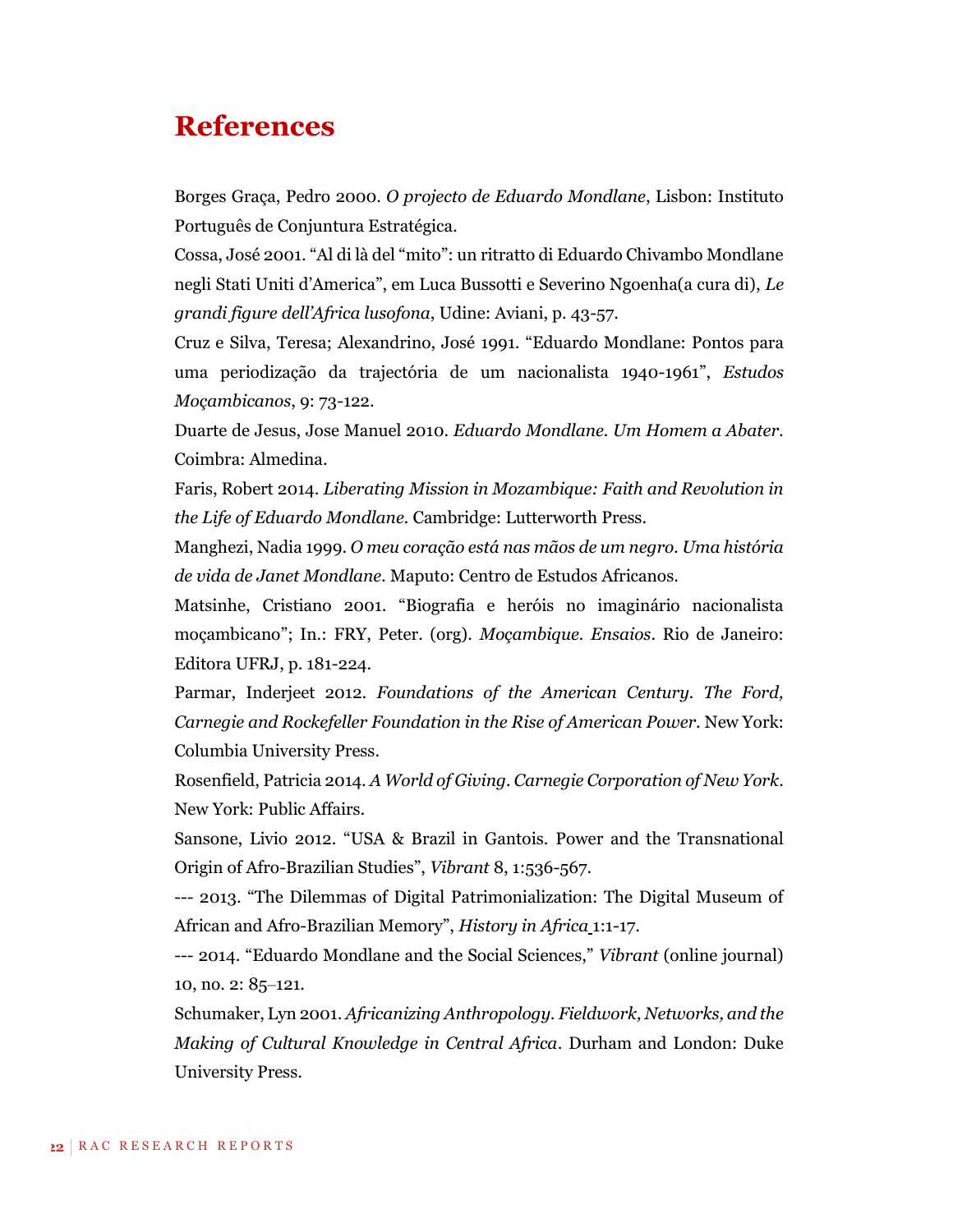# References

Borges Graça, Pedro 2000. *O projecto de Eduardo Mondlane*, Lisbon: Instituto Português de Conjuntura Estratégica.

Cossa, José 2001. "Al di là del "mito": un ritratto di Eduardo Chivambo Mondlane negli Stati Uniti d'America", em Luca Bussotti e Severino Ngoenha(a cura di), *Le grandi figure dell'Africa lusofona*, Udine: Aviani, p. 43-57.

Cruz e Silva, Teresa; Alexandrino, José 1991. "Eduardo Mondlane: Pontos para uma periodização da trajectória de um nacionalista 1940-1961", *Estudos Moçambicanos*, 9: 73-122.

Duarte de Jesus, Jose Manuel 2010. *Eduardo Mondlane. Um Homem a Abater*. Coimbra: Almedina.

Faris, Robert 2014. *Liberating Mission in Mozambique: Faith and Revolution in the Life of Eduardo Mondlane*. Cambridge: Lutterworth Press.

Manghezi, Nadia 1999. *O meu coração está nas mãos de um negro. Uma história de vida de Janet Mondlane*. Maputo: Centro de Estudos Africanos.

Matsinhe, Cristiano 2001. "Biografia e heróis no imaginário nacionalista moçambicano"; In.: FRY, Peter. (org). *Moçambique. Ensaios*. Rio de Janeiro: Editora UFRJ, p. 181-224.

Parmar, Inderjeet 2012. *Foundations of the American Century. The Ford, Carnegie and Rockefeller Foundation in the Rise of American Power*. New York: Columbia University Press.

Rosenfield, Patricia 2014. *A World of Giving. Carnegie Corporation of New York*. New York: Public Affairs.

Sansone, Livio 2012. "USA & Brazil in Gantois. Power and the Transnational Origin of Afro-Brazilian Studies", *Vibrant* 8, 1:536-567.

--- 2013. "The Dilemmas of Digital Patrimonialization: The Digital Museum of African and Afro-Brazilian Memory", *History in Africa* 1:1-17.

--- 2014. "Eduardo Mondlane and the Social Sciences," *Vibrant* (online journal) 10, no. 2: 85–121.

Schumaker, Lyn 2001. *Africanizing Anthropology. Fieldwork, Networks, and the Making of Cultural Knowledge in Central Africa*. Durham and London: Duke University Press.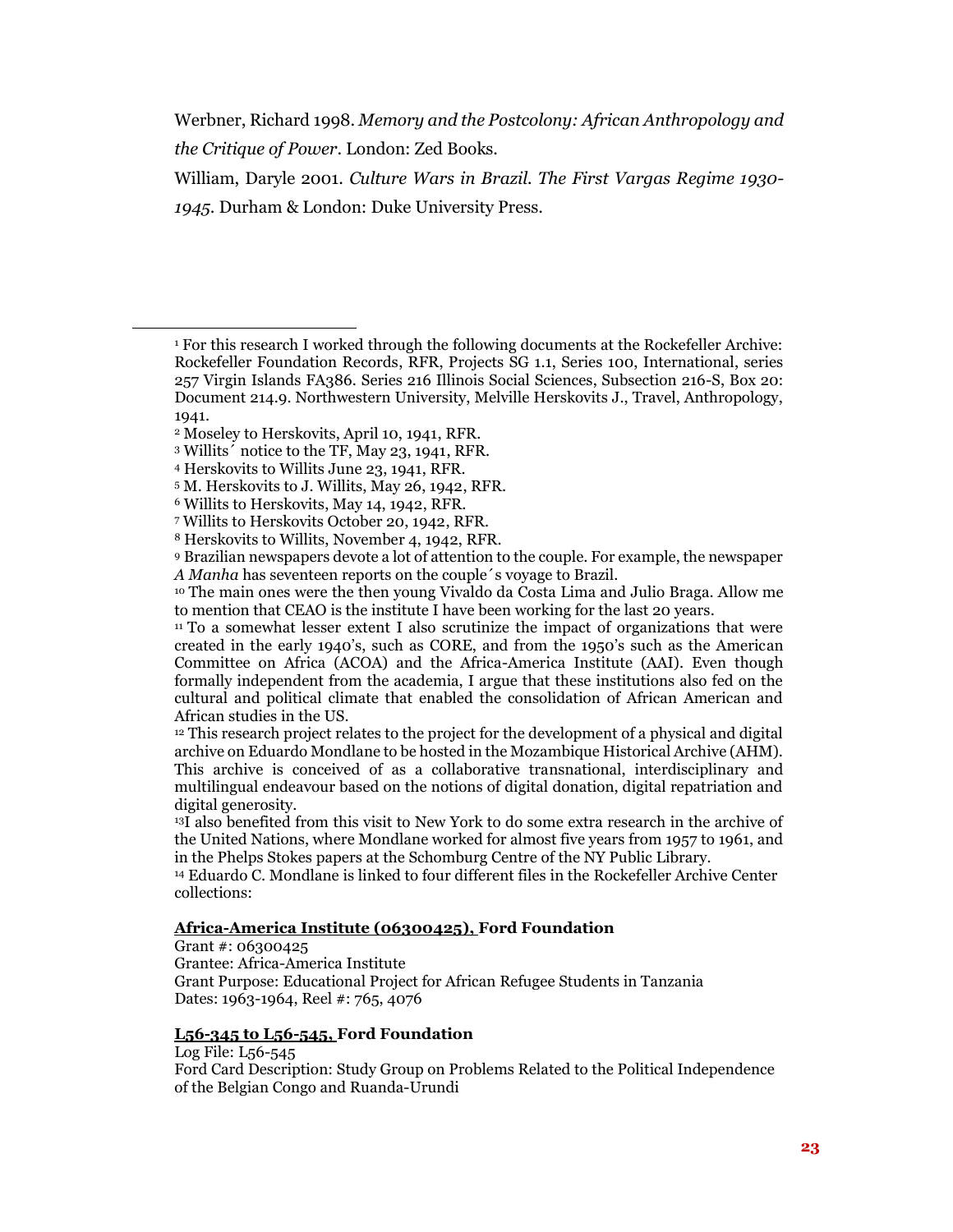Werbner, Richard 1998. *Memory and the Postcolony: African Anthropology and the Critique of Power*. London: Zed Books.

William, Daryle 2001. *Culture Wars in Brazil. The First Vargas Regime 1930-1945*. Durham & London: Duke University Press.

---

[1] For this research I worked through the following documents at the Rockefeller Archive: Rockefeller Foundation Records, RFR, Projects SG 1.1, Series 100, International, series 257 Virgin Islands FA386. Series 216 Illinois Social Sciences, Subsection 216-S, Box 20: Document 214.9. Northwestern University, Melville Herskovits J., Travel, Anthropology, 1941.

[2] Moseley to Herskovits, April 10, 1941, RFR.

[3] Willits´ notice to the TF, May 23, 1941, RFR.

[4] Herskovits to Willits June 23, 1941, RFR.

[5] M. Herskovits to J. Willits, May 26, 1942, RFR.

[6] Willits to Herskovits, May 14, 1942, RFR.

[7] Willits to Herskovits October 20, 1942, RFR.

[8] Herskovits to Willits, November 4, 1942, RFR.

[9] Brazilian newspapers devote a lot of attention to the couple. For example, the newspaper *A Manha* has seventeen reports on the couple´s voyage to Brazil.

[10] The main ones were the then young Vivaldo da Costa Lima and Julio Braga. Allow me to mention that CEAO is the institute I have been working for the last 20 years.

[11] To a somewhat lesser extent I also scrutinize the impact of organizations that were created in the early 1940's, such as CORE, and from the 1950's such as the American Committee on Africa (ACOA) and the Africa-America Institute (AAI). Even though formally independent from the academia, I argue that these institutions also fed on the cultural and political climate that enabled the consolidation of African American and African studies in the US.

[12] This research project relates to the project for the development of a physical and digital archive on Eduardo Mondlane to be hosted in the Mozambique Historical Archive (AHM). This archive is conceived of as a collaborative transnational, interdisciplinary and multilingual endeavour based on the notions of digital donation, digital repatriation and digital generosity.

[13] I also benefited from this visit to New York to do some extra research in the archive of the United Nations, where Mondlane worked for almost five years from 1957 to 1961, and in the Phelps Stokes papers at the Schomburg Centre of the NY Public Library.

[14] Eduardo C. Mondlane is linked to four different files in the Rockefeller Archive Center collections:

**Africa-America Institute (06300425), Ford Foundation**

Grant #: 06300425
Grantee: Africa-America Institute
Grant Purpose: Educational Project for African Refugee Students in Tanzania
Dates: 1963-1964, Reel #: 765, 4076

**L56-345 to L56-545, Ford Foundation**

Log File: L56-545
Ford Card Description: Study Group on Problems Related to the Political Independence of the Belgian Congo and Ruanda-Urundi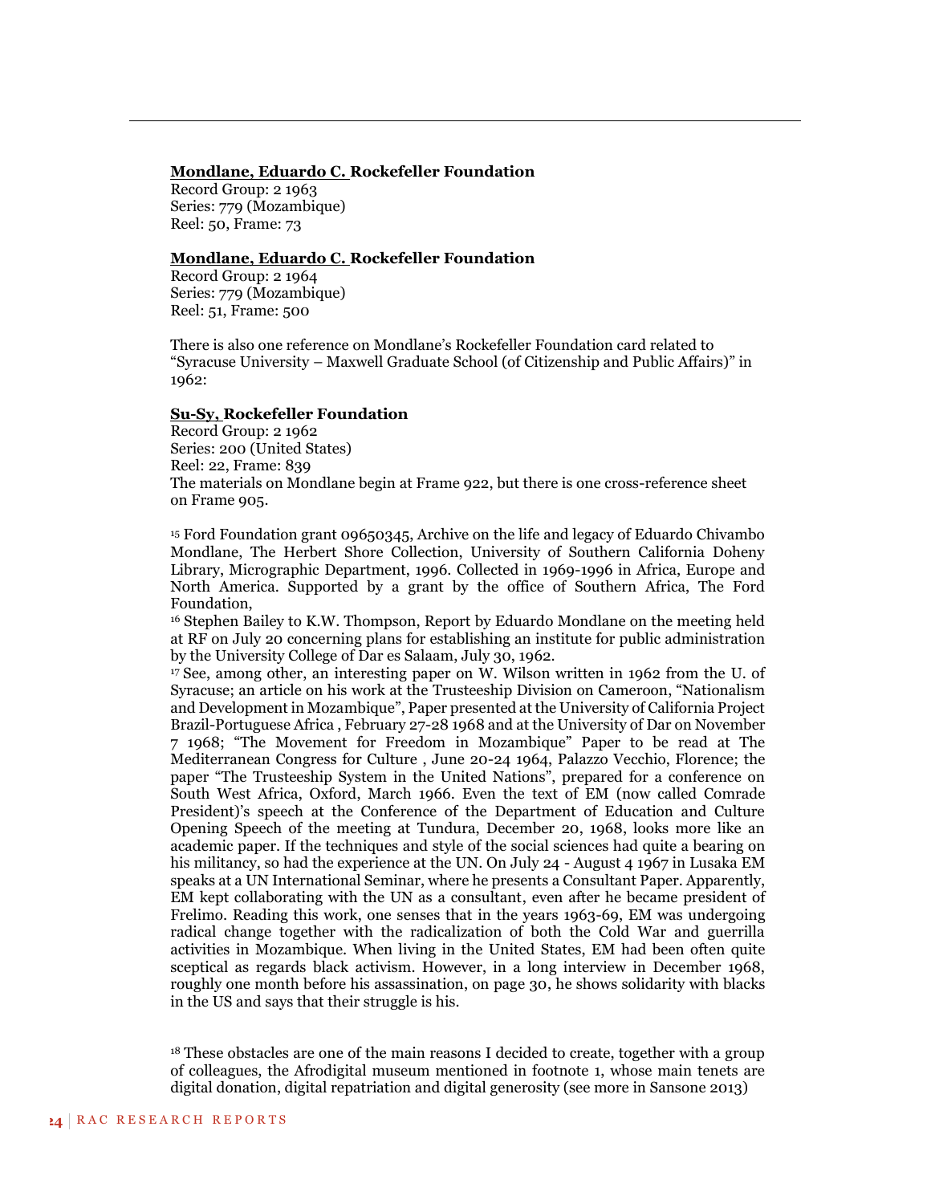**<u>Mondlane, Eduardo C.</u> Rockefeller Foundation**
Record Group: 2 1963
Series: 779 (Mozambique)
Reel: 50, Frame: 73

**<u>Mondlane, Eduardo C.</u> Rockefeller Foundation**
Record Group: 2 1964
Series: 779 (Mozambique)
Reel: 51, Frame: 500

There is also one reference on Mondlane's Rockefeller Foundation card related to "Syracuse University – Maxwell Graduate School (of Citizenship and Public Affairs)" in 1962:

**<u>Su-Sy,</u> Rockefeller Foundation**
Record Group: 2 1962
Series: 200 (United States)
Reel: 22, Frame: 839
The materials on Mondlane begin at Frame 922, but there is one cross-reference sheet on Frame 905.

[15] Ford Foundation grant 09650345, Archive on the life and legacy of Eduardo Chivambo Mondlane, The Herbert Shore Collection, University of Southern California Doheny Library, Micrographic Department, 1996. Collected in 1969-1996 in Africa, Europe and North America. Supported by a grant by the office of Southern Africa, The Ford Foundation,

[16] Stephen Bailey to K.W. Thompson, Report by Eduardo Mondlane on the meeting held at RF on July 20 concerning plans for establishing an institute for public administration by the University College of Dar es Salaam, July 30, 1962.

[17] See, among other, an interesting paper on W. Wilson written in 1962 from the U. of Syracuse; an article on his work at the Trusteeship Division on Cameroon, "Nationalism and Development in Mozambique", Paper presented at the University of California Project Brazil-Portuguese Africa , February 27-28 1968 and at the University of Dar on November 7 1968; "The Movement for Freedom in Mozambique" Paper to be read at The Mediterranean Congress for Culture , June 20-24 1964, Palazzo Vecchio, Florence; the paper "The Trusteeship System in the United Nations", prepared for a conference on South West Africa, Oxford, March 1966. Even the text of EM (now called Comrade President)'s speech at the Conference of the Department of Education and Culture Opening Speech of the meeting at Tundura, December 20, 1968, looks more like an academic paper. If the techniques and style of the social sciences had quite a bearing on his militancy, so had the experience at the UN. On July 24 - August 4 1967 in Lusaka EM speaks at a UN International Seminar, where he presents a Consultant Paper. Apparently, EM kept collaborating with the UN as a consultant, even after he became president of Frelimo. Reading this work, one senses that in the years 1963-69, EM was undergoing radical change together with the radicalization of both the Cold War and guerrilla activities in Mozambique. When living in the United States, EM had been often quite sceptical as regards black activism. However, in a long interview in December 1968, roughly one month before his assassination, on page 30, he shows solidarity with blacks in the US and says that their struggle is his.

[18] These obstacles are one of the main reasons I decided to create, together with a group of colleagues, the Afrodigital museum mentioned in footnote 1, whose main tenets are digital donation, digital repatriation and digital generosity (see more in Sansone 2013)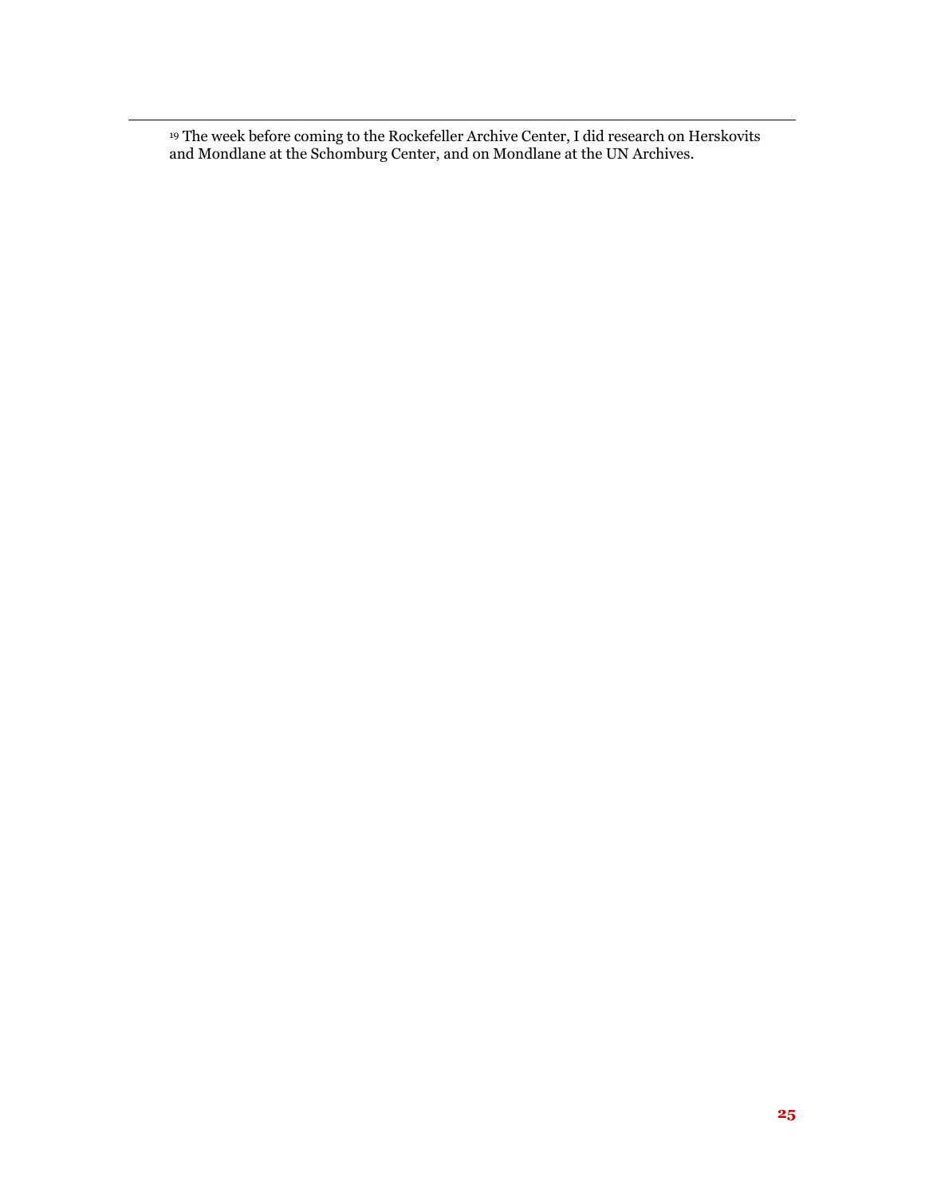[19] The week before coming to the Rockefeller Archive Center, I did research on Herskovits and Mondlane at the Schomburg Center, and on Mondlane at the UN Archives.